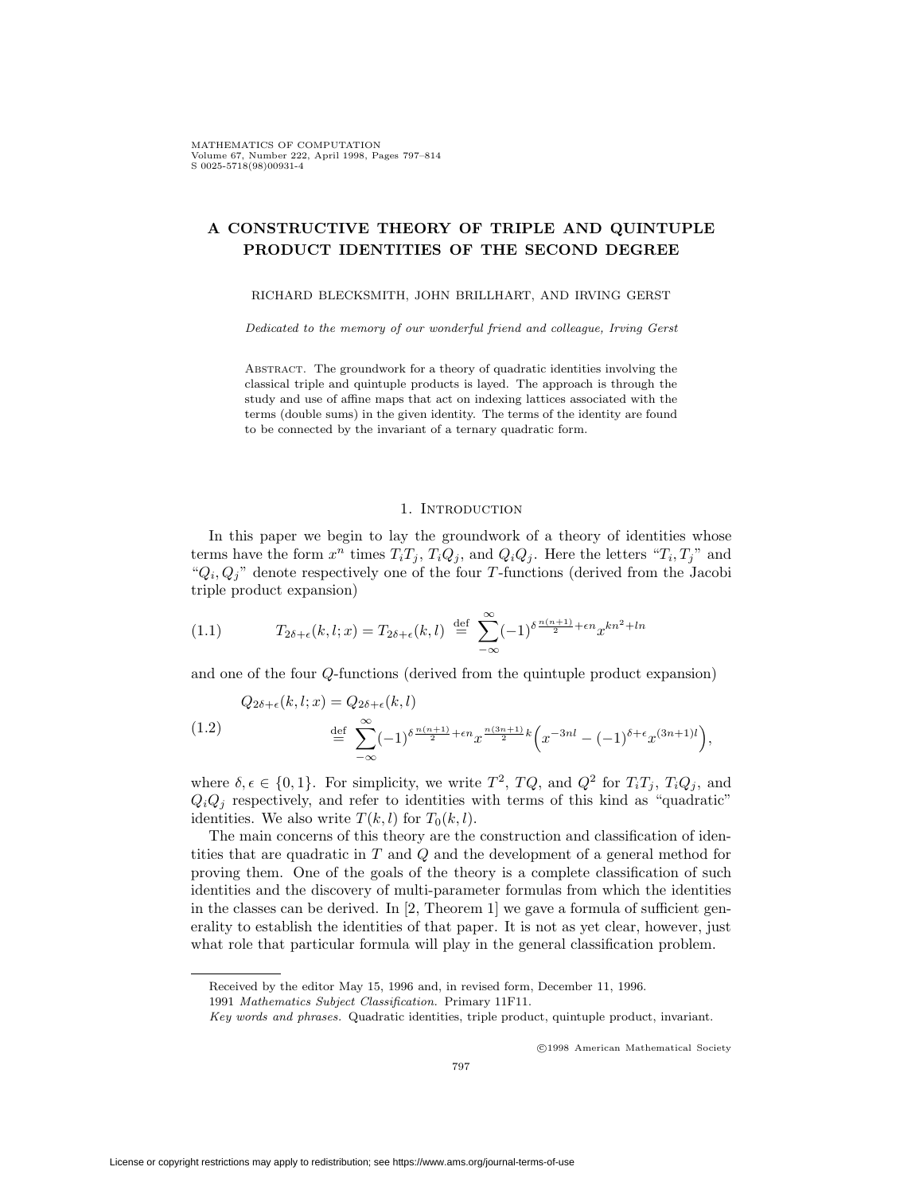# A CONSTRUCTIVE THEORY OF TRIPLE AND QUINTUPLE PRODUCT IDENTITIES OF THE SECOND DEGREE

RICHARD BLECKSMITH, JOHN BRILLHART, AND IRVING GERST

*Dedicated to the memory of our wonderful friend and colleague, Irving Gerst*

Abstract. The groundwork for a theory of quadratic identities involving the classical triple and quintuple products is layed. The approach is through the study and use of affine maps that act on indexing lattices associated with the terms (double sums) in the given identity. The terms of the identity are found to be connected by the invariant of a ternary quadratic form.

## 1. Introduction

In this paper we begin to lay the groundwork of a theory of identities whose terms have the form $x^n$ times $T_iT_j$, $T_iQ_j$, and $Q_iQ_j$. Here the letters "$T_i, T_j$" and "$Q_i, Q_j$" denote respectively one of the four $T$-functions (derived from the Jacobi triple product expansion)

$$T_{2\delta+\epsilon}(k,l;x) = T_{2\delta+\epsilon}(k,l) \overset{\text{def}}{=} \sum_{-\infty}^{\infty} (-1)^{\delta \frac{n(n+1)}{2} + \epsilon n} x^{kn^2+ln} \tag{1.1}$$

and one of the four $Q$-functions (derived from the quintuple product expansion)

$$\begin{aligned} Q_{2\delta+\epsilon}(k,l;x) &= Q_{2\delta+\epsilon}(k,l) \\ &\overset{\text{def}}{=} \sum_{-\infty}^{\infty} (-1)^{\delta \frac{n(n+1)}{2} + \epsilon n} x^{\frac{n(3n+1)}{2}k} \Big( x^{-3nl} - (-1)^{\delta+\epsilon} x^{(3n+1)l} \Big), \end{aligned} \tag{1.2}$$

where $\delta, \epsilon \in \{0,1\}$. For simplicity, we write $T^2$, $TQ$, and $Q^2$ for $T_iT_j$, $T_iQ_j$, and $Q_iQ_j$ respectively, and refer to identities with terms of this kind as "quadratic" identities. We also write $T(k,l)$ for $T_0(k,l)$.

The main concerns of this theory are the construction and classification of identities that are quadratic in $T$ and $Q$ and the development of a general method for proving them. One of the goals of the theory is a complete classification of such identities and the discovery of multi-parameter formulas from which the identities in the classes can be derived. In [2, Theorem 1] we gave a formula of sufficient generality to establish the identities of that paper. It is not as yet clear, however, just what role that particular formula will play in the general classification problem.

---

Received by the editor May 15, 1996 and, in revised form, December 11, 1996.

1991 *Mathematics Subject Classification.* Primary 11F11.

*Key words and phrases.* Quadratic identities, triple product, quintuple product, invariant.

©1998 American Mathematical Society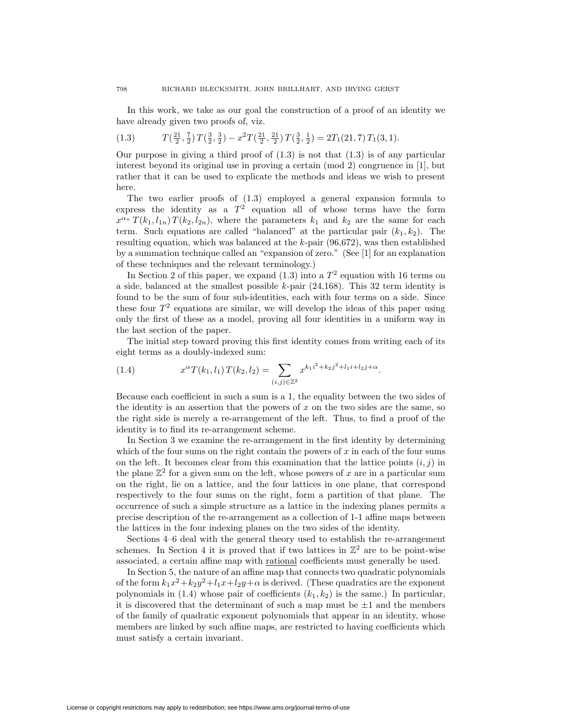In this work, we take as our goal the construction of a proof of an identity we have already given two proofs of, viz.

$$T(\tfrac{21}{2},\tfrac{7}{2})\,T(\tfrac{3}{2},\tfrac{3}{2}) - x^2 T(\tfrac{21}{2},\tfrac{21}{2})\,T(\tfrac{3}{2},\tfrac{1}{2}) = 2T_1(21,7)\,T_1(3,1). \tag{1.3}$$

Our purpose in giving a third proof of (1.3) is not that (1.3) is of any particular interest beyond its original use in proving a certain (mod 2) congruence in [1], but rather that it can be used to explicate the methods and ideas we wish to present here.

The two earlier proofs of (1.3) employed a general expansion formula to express the identity as a $T^2$ equation all of whose terms have the form $x^{\alpha_n}\,T(k_1,l_{1n})\,T(k_2,l_{2n})$, where the parameters $k_1$ and $k_2$ are the same for each term. Such equations are called "balanced" at the particular pair $(k_1,k_2)$. The resulting equation, which was balanced at the $k$-pair (96,672), was then established by a summation technique called an "expansion of zero." (See [1] for an explanation of these techniques and the relevant terminology.)

In Section 2 of this paper, we expand (1.3) into a $T^2$ equation with 16 terms on a side, balanced at the smallest possible $k$-pair (24,168). This 32 term identity is found to be the sum of four sub-identities, each with four terms on a side. Since these four $T^2$ equations are similar, we will develop the ideas of this paper using only the first of these as a model, proving all four identities in a uniform way in the last section of the paper.

The initial step toward proving this first identity comes from writing each of its eight terms as a doubly-indexed sum:

$$x^{\alpha}T(k_1,l_1)\,T(k_2,l_2) = \sum_{(i,j)\in\mathbb{Z}^2} x^{k_1 i^2 + k_2 j^2 + l_1 i + l_2 j + \alpha}. \tag{1.4}$$

Because each coefficient in such a sum is a 1, the equality between the two sides of the identity is an assertion that the powers of $x$ on the two sides are the same, so the right side is merely a re-arrangement of the left. Thus, to find a proof of the identity is to find its re-arrangement scheme.

In Section 3 we examine the re-arrangement in the first identity by determining which of the four sums on the right contain the powers of $x$ in each of the four sums on the left. It becomes clear from this examination that the lattice points $(i,j)$ in the plane $\mathbb{Z}^2$ for a given sum on the left, whose powers of $x$ are in a particular sum on the right, lie on a lattice, and the four lattices in one plane, that correspond respectively to the four sums on the right, form a partition of that plane. The occurrence of such a simple structure as a lattice in the indexing planes permits a precise description of the re-arrangement as a collection of 1-1 affine maps between the lattices in the four indexing planes on the two sides of the identity.

Sections 4–6 deal with the general theory used to establish the re-arrangement schemes. In Section 4 it is proved that if two lattices in $\mathbb{Z}^2$ are to be point-wise associated, a certain affine map with <u>rational</u> coefficients must generally be used.

In Section 5, the nature of an affine map that connects two quadratic polynomials of the form $k_1x^2+k_2y^2+l_1x+l_2y+\alpha$ is derived. (These quadratics are the exponent polynomials in (1.4) whose pair of coefficients $(k_1,k_2)$ is the same.) In particular, it is discovered that the determinant of such a map must be $\pm 1$ and the members of the family of quadratic exponent polynomials that appear in an identity, whose members are linked by such affine maps, are restricted to having coefficients which must satisfy a certain invariant.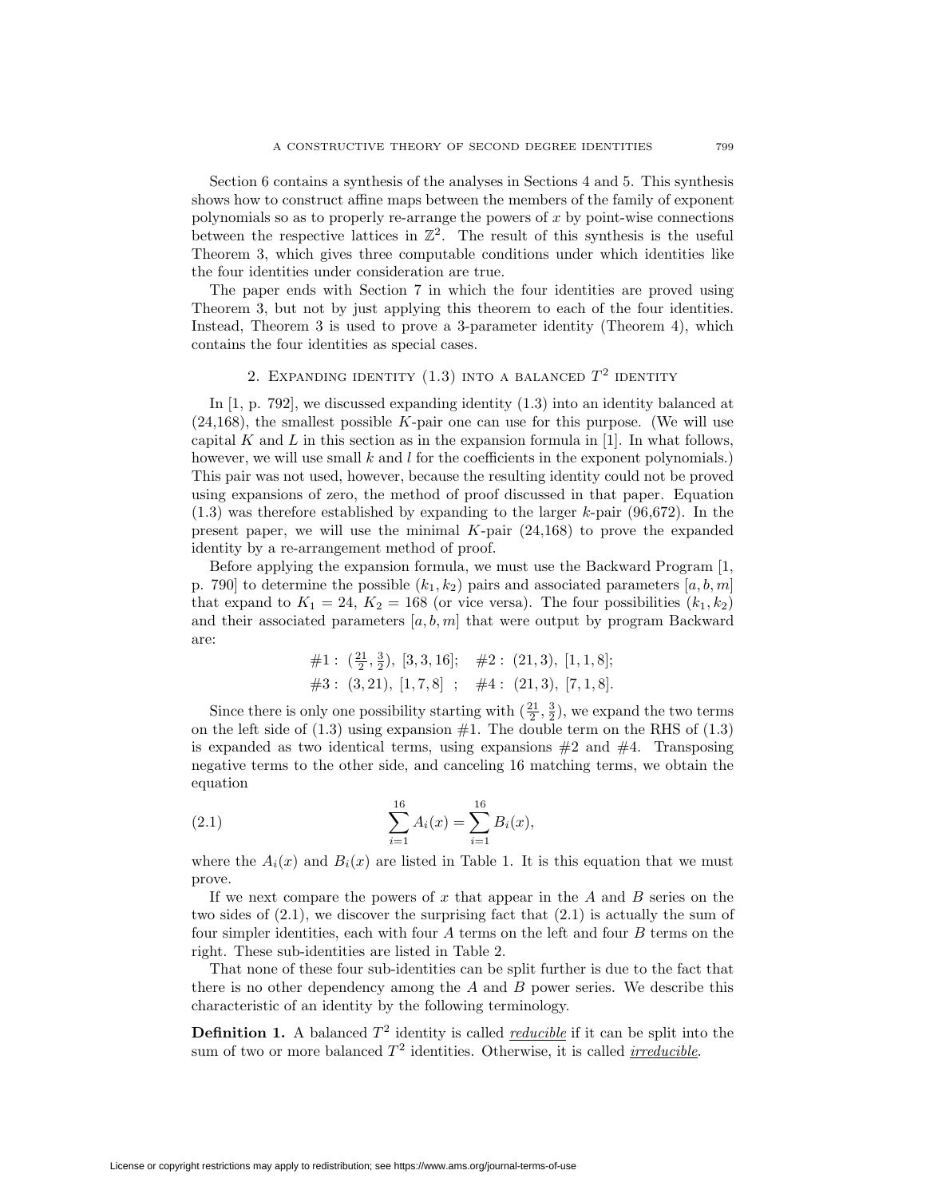Section 6 contains a synthesis of the analyses in Sections 4 and 5. This synthesis shows how to construct affine maps between the members of the family of exponent polynomials so as to properly re-arrange the powers of $x$ by point-wise connections between the respective lattices in $\mathbb{Z}^2$. The result of this synthesis is the useful Theorem 3, which gives three computable conditions under which identities like the four identities under consideration are true.

The paper ends with Section 7 in which the four identities are proved using Theorem 3, but not by just applying this theorem to each of the four identities. Instead, Theorem 3 is used to prove a 3-parameter identity (Theorem 4), which contains the four identities as special cases.

## 2. Expanding identity (1.3) into a balanced $T^2$ identity

In [1, p. 792], we discussed expanding identity (1.3) into an identity balanced at (24,168), the smallest possible $K$-pair one can use for this purpose. (We will use capital $K$ and $L$ in this section as in the expansion formula in [1]. In what follows, however, we will use small $k$ and $l$ for the coefficients in the exponent polynomials.) This pair was not used, however, because the resulting identity could not be proved using expansions of zero, the method of proof discussed in that paper. Equation (1.3) was therefore established by expanding to the larger $k$-pair (96,672). In the present paper, we will use the minimal $K$-pair (24,168) to prove the expanded identity by a re-arrangement method of proof.

Before applying the expansion formula, we must use the Backward Program [1, p. 790] to determine the possible $(k_1, k_2)$ pairs and associated parameters $[a, b, m]$ that expand to $K_1 = 24$, $K_2 = 168$ (or vice versa). The four possibilities $(k_1, k_2)$ and their associated parameters $[a, b, m]$ that were output by program Backward are:

$$\#1: \ (\tfrac{21}{2}, \tfrac{3}{2}),\ [3,3,16]; \quad \#2: \ (21,3),\ [1,1,8];$$
$$\#3: \ (3,21),\ [1,7,8] \ \ ; \quad \#4: \ (21,3),\ [7,1,8].$$

Since there is only one possibility starting with $(\frac{21}{2}, \frac{3}{2})$, we expand the two terms on the left side of (1.3) using expansion #1. The double term on the RHS of (1.3) is expanded as two identical terms, using expansions #2 and #4. Transposing negative terms to the other side, and canceling 16 matching terms, we obtain the equation

$$\sum_{i=1}^{16} A_i(x) = \sum_{i=1}^{16} B_i(x), \tag{2.1}$$

where the $A_i(x)$ and $B_i(x)$ are listed in Table 1. It is this equation that we must prove.

If we next compare the powers of $x$ that appear in the $A$ and $B$ series on the two sides of (2.1), we discover the surprising fact that (2.1) is actually the sum of four simpler identities, each with four $A$ terms on the left and four $B$ terms on the right. These sub-identities are listed in Table 2.

That none of these four sub-identities can be split further is due to the fact that there is no other dependency among the $A$ and $B$ power series. We describe this characteristic of an identity by the following terminology.

**Definition 1.** A balanced $T^2$ identity is called *reducible* if it can be split into the sum of two or more balanced $T^2$ identities. Otherwise, it is called *irreducible*.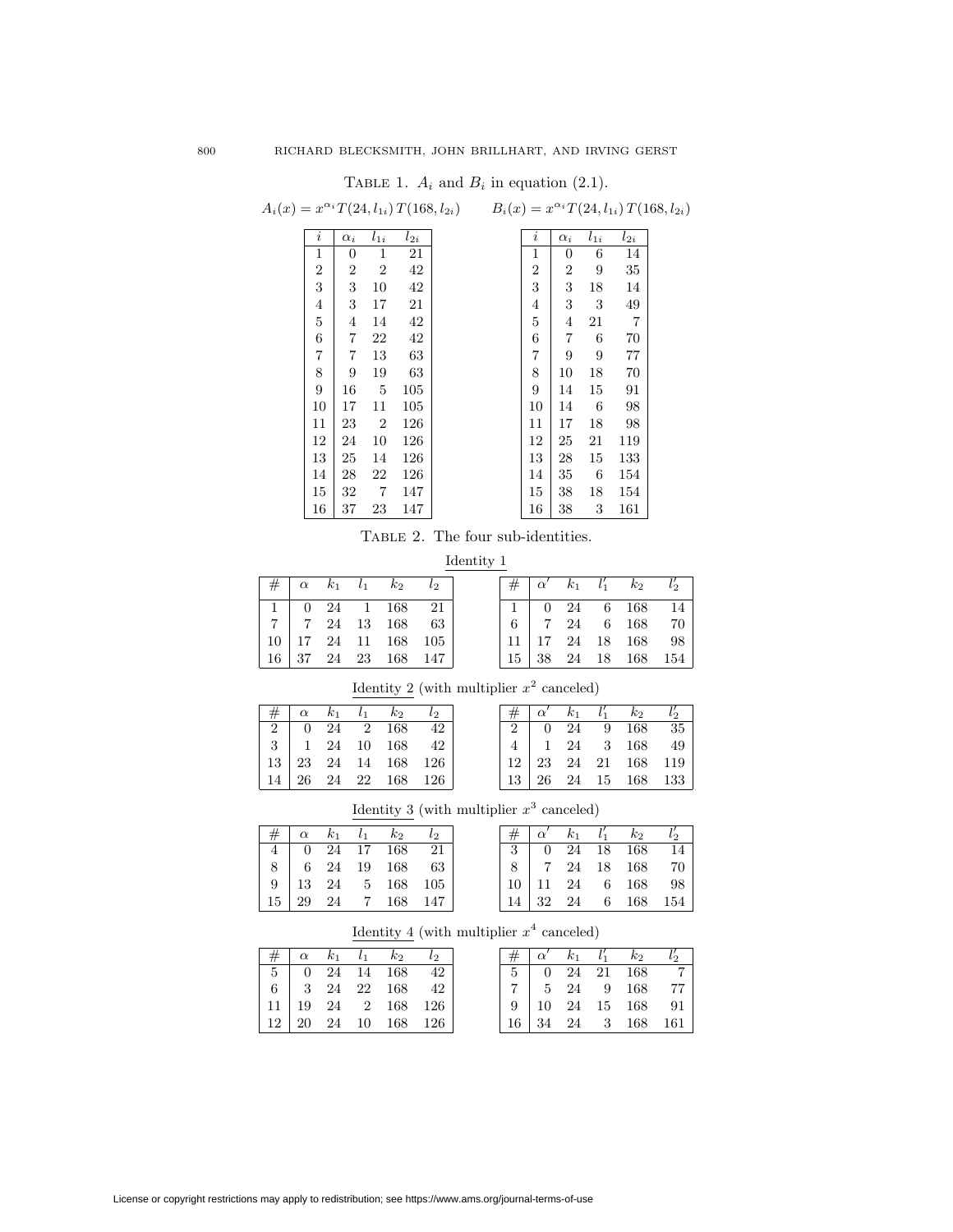Table 1. $A_i$ and $B_i$ in equation (2.1).

$A_i(x) = x^{\alpha_i} T(24, l_{1i})\, T(168, l_{2i})$

| $i$ | $\alpha_i$ | $l_{1i}$ | $l_{2i}$ |
|---|---|---|---|
| 1 | 0 | 1 | 21 |
| 2 | 2 | 2 | 42 |
| 3 | 3 | 10 | 42 |
| 4 | 3 | 17 | 21 |
| 5 | 4 | 14 | 42 |
| 6 | 7 | 22 | 42 |
| 7 | 7 | 13 | 63 |
| 8 | 9 | 19 | 63 |
| 9 | 16 | 5 | 105 |
| 10 | 17 | 11 | 105 |
| 11 | 23 | 2 | 126 |
| 12 | 24 | 10 | 126 |
| 13 | 25 | 14 | 126 |
| 14 | 28 | 22 | 126 |
| 15 | 32 | 7 | 147 |
| 16 | 37 | 23 | 147 |

$B_i(x) = x^{\alpha_i} T(24, l_{1i})\, T(168, l_{2i})$

| $i$ | $\alpha_i$ | $l_{1i}$ | $l_{2i}$ |
|---|---|---|---|
| 1 | 0 | 6 | 14 |
| 2 | 2 | 9 | 35 |
| 3 | 3 | 18 | 14 |
| 4 | 3 | 3 | 49 |
| 5 | 4 | 21 | 7 |
| 6 | 7 | 6 | 70 |
| 7 | 9 | 9 | 77 |
| 8 | 10 | 18 | 70 |
| 9 | 14 | 15 | 91 |
| 10 | 14 | 6 | 98 |
| 11 | 17 | 18 | 98 |
| 12 | 25 | 21 | 119 |
| 13 | 28 | 15 | 133 |
| 14 | 35 | 6 | 154 |
| 15 | 38 | 18 | 154 |
| 16 | 38 | 3 | 161 |

Table 2. The four sub-identities.

Identity 1

| # | $\alpha$ | $k_1$ | $l_1$ | $k_2$ | $l_2$ |
|---|---|---|---|---|---|
| 1 | 0 | 24 | 1 | 168 | 21 |
| 7 | 7 | 24 | 13 | 168 | 63 |
| 10 | 17 | 24 | 11 | 168 | 105 |
| 16 | 37 | 24 | 23 | 168 | 147 |

| # | $\alpha'$ | $k_1$ | $l_1'$ | $k_2$ | $l_2'$ |
|---|---|---|---|---|---|
| 1 | 0 | 24 | 6 | 168 | 14 |
| 6 | 7 | 24 | 6 | 168 | 70 |
| 11 | 17 | 24 | 18 | 168 | 98 |
| 15 | 38 | 24 | 18 | 168 | 154 |

Identity 2 (with multiplier $x^2$ canceled)

| # | $\alpha$ | $k_1$ | $l_1$ | $k_2$ | $l_2$ |
|---|---|---|---|---|---|
| 2 | 0 | 24 | 2 | 168 | 42 |
| 3 | 1 | 24 | 10 | 168 | 42 |
| 13 | 23 | 24 | 14 | 168 | 126 |
| 14 | 26 | 24 | 22 | 168 | 126 |

| # | $\alpha'$ | $k_1$ | $l_1'$ | $k_2$ | $l_2'$ |
|---|---|---|---|---|---|
| 2 | 0 | 24 | 9 | 168 | 35 |
| 4 | 1 | 24 | 3 | 168 | 49 |
| 12 | 23 | 24 | 21 | 168 | 119 |
| 13 | 26 | 24 | 15 | 168 | 133 |

Identity 3 (with multiplier $x^3$ canceled)

| # | $\alpha$ | $k_1$ | $l_1$ | $k_2$ | $l_2$ |
|---|---|---|---|---|---|
| 4 | 0 | 24 | 17 | 168 | 21 |
| 8 | 6 | 24 | 19 | 168 | 63 |
| 9 | 13 | 24 | 5 | 168 | 105 |
| 15 | 29 | 24 | 7 | 168 | 147 |

| # | $\alpha'$ | $k_1$ | $l_1'$ | $k_2$ | $l_2'$ |
|---|---|---|---|---|---|
| 3 | 0 | 24 | 18 | 168 | 14 |
| 8 | 7 | 24 | 18 | 168 | 70 |
| 10 | 11 | 24 | 6 | 168 | 98 |
| 14 | 32 | 24 | 6 | 168 | 154 |

Identity 4 (with multiplier $x^4$ canceled)

| # | $\alpha$ | $k_1$ | $l_1$ | $k_2$ | $l_2$ |
|---|---|---|---|---|---|
| 5 | 0 | 24 | 14 | 168 | 42 |
| 6 | 3 | 24 | 22 | 168 | 42 |
| 11 | 19 | 24 | 2 | 168 | 126 |
| 12 | 20 | 24 | 10 | 168 | 126 |

| # | $\alpha'$ | $k_1$ | $l_1'$ | $k_2$ | $l_2'$ |
|---|---|---|---|---|---|
| 5 | 0 | 24 | 21 | 168 | 7 |
| 7 | 5 | 24 | 9 | 168 | 77 |
| 9 | 10 | 24 | 15 | 168 | 91 |
| 16 | 34 | 24 | 3 | 168 | 161 |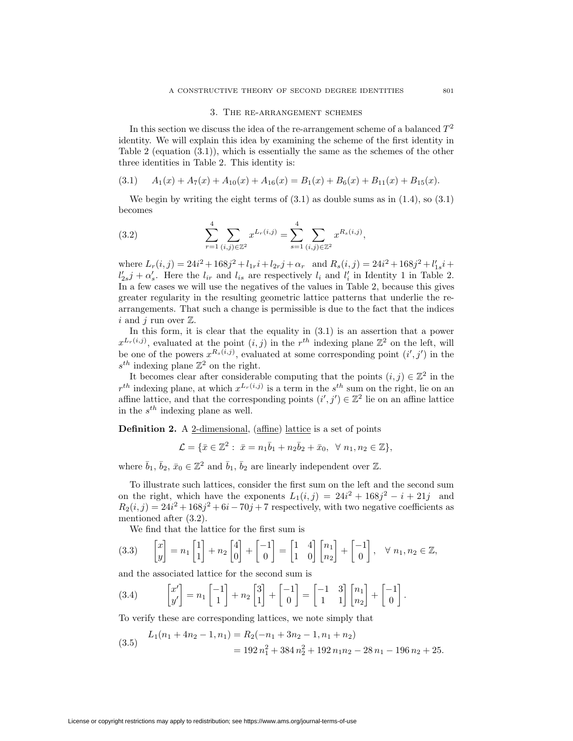## 3. The re-arrangement schemes

In this section we discuss the idea of the re-arrangement scheme of a balanced $T^2$ identity. We will explain this idea by examining the scheme of the first identity in Table 2 (equation (3.1)), which is essentially the same as the schemes of the other three identities in Table 2. This identity is:

$$A_1(x) + A_7(x) + A_{10}(x) + A_{16}(x) = B_1(x) + B_6(x) + B_{11}(x) + B_{15}(x). \tag{3.1}$$

We begin by writing the eight terms of (3.1) as double sums as in (1.4), so (3.1) becomes

$$\sum_{r=1}^{4} \sum_{(i,j)\in\mathbb{Z}^2} x^{L_r(i,j)} = \sum_{s=1}^{4} \sum_{(i,j)\in\mathbb{Z}^2} x^{R_s(i,j)}, \tag{3.2}$$

where $L_r(i,j) = 24i^2 + 168j^2 + l_{1r}i + l_{2r}j + \alpha_r$ and $R_s(i,j) = 24i^2 + 168j^2 + l'_{1s}i + l'_{2s}j + \alpha'_s$. Here the $l_{ir}$ and $l_{is}$ are respectively $l_i$ and $l'_i$ in Identity 1 in Table 2. In a few cases we will use the negatives of the values in Table 2, because this gives greater regularity in the resulting geometric lattice patterns that underlie the re-arrangements. That such a change is permissible is due to the fact that the indices $i$ and $j$ run over $\mathbb{Z}$.

In this form, it is clear that the equality in (3.1) is an assertion that a power $x^{L_r(i,j)}$, evaluated at the point $(i,j)$ in the $r^{th}$ indexing plane $\mathbb{Z}^2$ on the left, will be one of the powers $x^{R_s(i,j)}$, evaluated at some corresponding point $(i',j')$ in the $s^{th}$ indexing plane $\mathbb{Z}^2$ on the right.

It becomes clear after considerable computing that the points $(i,j) \in \mathbb{Z}^2$ in the $r^{th}$ indexing plane, at which $x^{L_r(i,j)}$ is a term in the $s^{th}$ sum on the right, lie on an affine lattice, and that the corresponding points $(i',j') \in \mathbb{Z}^2$ lie on an affine lattice in the $s^{th}$ indexing plane as well.

**Definition 2.** A <u>2-dimensional</u>, <u>(affine)</u> <u>lattice</u> is a set of points

$$\mathcal{L} = \{\bar{x} \in \mathbb{Z}^2 : \ \bar{x} = n_1\bar{b}_1 + n_2\bar{b}_2 + \bar{x}_0, \ \ \forall\ n_1, n_2 \in \mathbb{Z}\},$$

where $\bar{b}_1$, $\bar{b}_2$, $\bar{x}_0 \in \mathbb{Z}^2$ and $\bar{b}_1$, $\bar{b}_2$ are linearly independent over $\mathbb{Z}$.

To illustrate such lattices, consider the first sum on the left and the second sum on the right, which have the exponents $L_1(i,j) = 24i^2 + 168j^2 - i + 21j$ and $R_2(i,j) = 24i^2 + 168j^2 + 6i - 70j + 7$ respectively, with two negative coefficients as mentioned after (3.2).

We find that the lattice for the first sum is

$$\begin{bmatrix} x \\ y \end{bmatrix} = n_1 \begin{bmatrix} 1 \\ 1 \end{bmatrix} + n_2 \begin{bmatrix} 4 \\ 0 \end{bmatrix} + \begin{bmatrix} -1 \\ 0 \end{bmatrix} = \begin{bmatrix} 1 & 4 \\ 1 & 0 \end{bmatrix} \begin{bmatrix} n_1 \\ n_2 \end{bmatrix} + \begin{bmatrix} -1 \\ 0 \end{bmatrix}, \quad \forall\ n_1, n_2 \in \mathbb{Z}, \tag{3.3}$$

and the associated lattice for the second sum is

$$\begin{bmatrix} x' \\ y' \end{bmatrix} = n_1 \begin{bmatrix} -1 \\ 1 \end{bmatrix} + n_2 \begin{bmatrix} 3 \\ 1 \end{bmatrix} + \begin{bmatrix} -1 \\ 0 \end{bmatrix} = \begin{bmatrix} -1 & 3 \\ 1 & 1 \end{bmatrix} \begin{bmatrix} n_1 \\ n_2 \end{bmatrix} + \begin{bmatrix} -1 \\ 0 \end{bmatrix}. \tag{3.4}$$

To verify these are corresponding lattices, we note simply that

$$\begin{aligned} L_1(n_1 + 4n_2 - 1, n_1) &= R_2(-n_1 + 3n_2 - 1, n_1 + n_2) \\ &= 192\,n_1^2 + 384\,n_2^2 + 192\,n_1n_2 - 28\,n_1 - 196\,n_2 + 25. \end{aligned} \tag{3.5}$$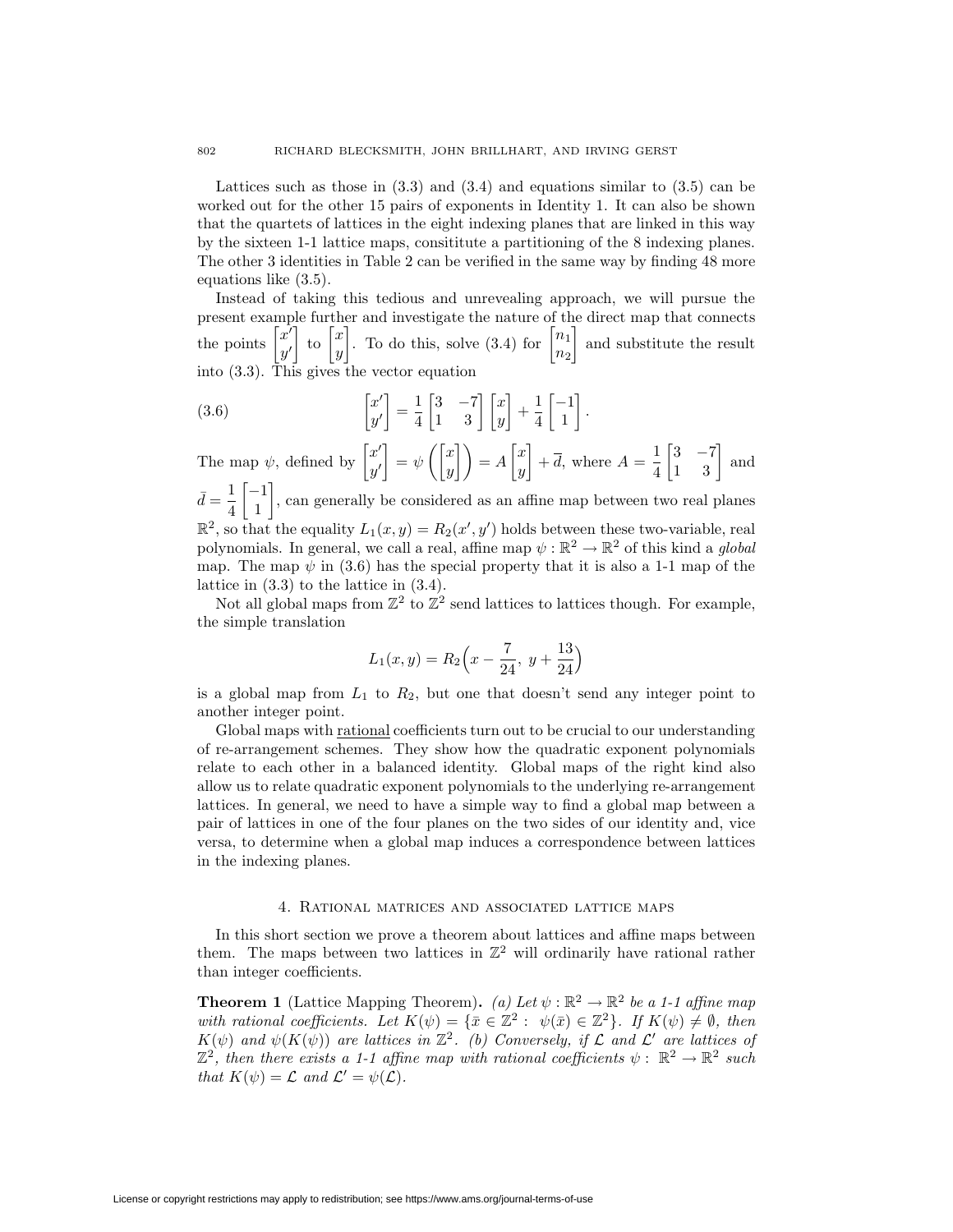Lattices such as those in (3.3) and (3.4) and equations similar to (3.5) can be worked out for the other 15 pairs of exponents in Identity 1. It can also be shown that the quartets of lattices in the eight indexing planes that are linked in this way by the sixteen 1-1 lattice maps, consititute a partitioning of the 8 indexing planes. The other 3 identities in Table 2 can be verified in the same way by finding 48 more equations like (3.5).

Instead of taking this tedious and unrevealing approach, we will pursue the present example further and investigate the nature of the direct map that connects the points $\begin{bmatrix} x' \\ y' \end{bmatrix}$ to $\begin{bmatrix} x \\ y \end{bmatrix}$. To do this, solve (3.4) for $\begin{bmatrix} n_1 \\ n_2 \end{bmatrix}$ and substitute the result into (3.3). This gives the vector equation

$$\begin{bmatrix} x' \\ y' \end{bmatrix} = \frac{1}{4}\begin{bmatrix} 3 & -7 \\ 1 & 3 \end{bmatrix}\begin{bmatrix} x \\ y \end{bmatrix} + \frac{1}{4}\begin{bmatrix} -1 \\ 1 \end{bmatrix}. \tag{3.6}$$

The map $\psi$, defined by $\begin{bmatrix} x' \\ y' \end{bmatrix} = \psi\left(\begin{bmatrix} x \\ y \end{bmatrix}\right) = A\begin{bmatrix} x \\ y \end{bmatrix} + \overline{d}$, where $A = \frac{1}{4}\begin{bmatrix} 3 & -7 \\ 1 & 3 \end{bmatrix}$ and $\bar{d} = \frac{1}{4}\begin{bmatrix} -1 \\ 1 \end{bmatrix}$, can generally be considered as an affine map between two real planes $\mathbb{R}^2$, so that the equality $L_1(x,y) = R_2(x',y')$ holds between these two-variable, real polynomials. In general, we call a real, affine map $\psi : \mathbb{R}^2 \to \mathbb{R}^2$ of this kind a *global* map. The map $\psi$ in (3.6) has the special property that it is also a 1-1 map of the lattice in (3.3) to the lattice in (3.4).

Not all global maps from $\mathbb{Z}^2$ to $\mathbb{Z}^2$ send lattices to lattices though. For example, the simple translation

$$L_1(x,y) = R_2\Big(x - \frac{7}{24},\ y + \frac{13}{24}\Big)$$

is a global map from $L_1$ to $R_2$, but one that doesn't send any integer point to another integer point.

Global maps with rational coefficients turn out to be crucial to our understanding of re-arrangement schemes. They show how the quadratic exponent polynomials relate to each other in a balanced identity. Global maps of the right kind also allow us to relate quadratic exponent polynomials to the underlying re-arrangement lattices. In general, we need to have a simple way to find a global map between a pair of lattices in one of the four planes on the two sides of our identity and, vice versa, to determine when a global map induces a correspondence between lattices in the indexing planes.

## 4. Rational matrices and associated lattice maps

In this short section we prove a theorem about lattices and affine maps between them. The maps between two lattices in $\mathbb{Z}^2$ will ordinarily have rational rather than integer coefficients.

**Theorem 1** (Lattice Mapping Theorem). *(a) Let $\psi : \mathbb{R}^2 \to \mathbb{R}^2$ be a 1-1 affine map with rational coefficients. Let $K(\psi) = \{\bar{x} \in \mathbb{Z}^2 : \ \psi(\bar{x}) \in \mathbb{Z}^2\}$. If $K(\psi) \neq \emptyset$, then $K(\psi)$ and $\psi(K(\psi))$ are lattices in $\mathbb{Z}^2$. (b) Conversely, if $\mathcal{L}$ and $\mathcal{L}'$ are lattices of $\mathbb{Z}^2$, then there exists a 1-1 affine map with rational coefficients $\psi :\ \mathbb{R}^2 \to \mathbb{R}^2$ such that $K(\psi) = \mathcal{L}$ and $\mathcal{L}' = \psi(\mathcal{L})$.*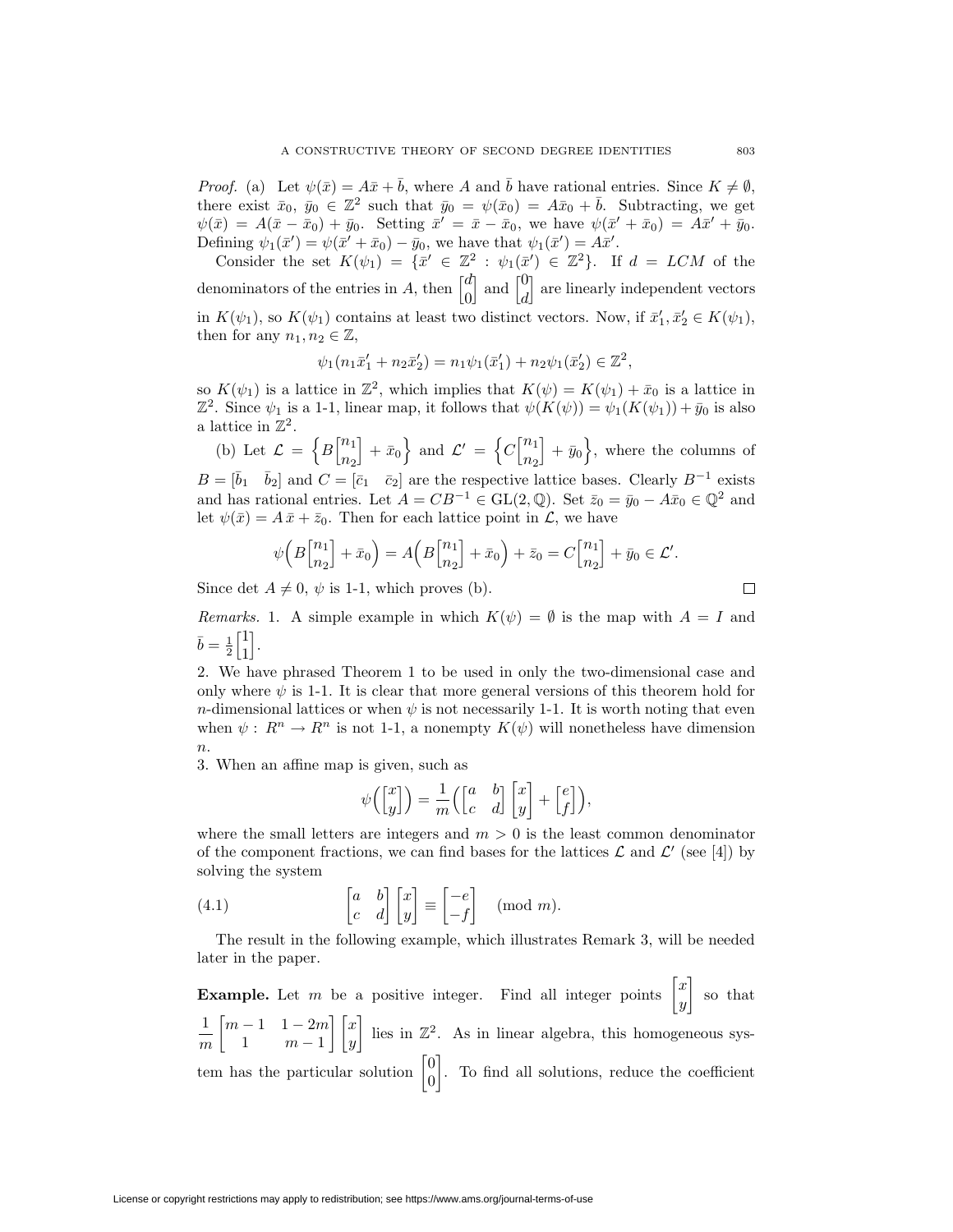*Proof.* (a) Let $\psi(\bar{x}) = A\bar{x} + \bar{b}$, where $A$ and $\bar{b}$ have rational entries. Since $K \neq \emptyset$, there exist $\bar{x}_0$, $\bar{y}_0 \in \mathbb{Z}^2$ such that $\bar{y}_0 = \psi(\bar{x}_0) = A\bar{x}_0 + \bar{b}$. Subtracting, we get $\psi(\bar{x}) = A(\bar{x} - \bar{x}_0) + \bar{y}_0$. Setting $\bar{x}' = \bar{x} - \bar{x}_0$, we have $\psi(\bar{x}' + \bar{x}_0) = A\bar{x}' + \bar{y}_0$. Defining $\psi_1(\bar{x}') = \psi(\bar{x}' + \bar{x}_0) - \bar{y}_0$, we have that $\psi_1(\bar{x}') = A\bar{x}'$.

Consider the set $K(\psi_1) = \{\bar{x}' \in \mathbb{Z}^2 : \psi_1(\bar{x}') \in \mathbb{Z}^2\}$. If $d = LCM$ of the denominators of the entries in $A$, then $\begin{bmatrix} d \\ 0 \end{bmatrix}$ and $\begin{bmatrix} 0 \\ d \end{bmatrix}$ are linearly independent vectors in $K(\psi_1)$, so $K(\psi_1)$ contains at least two distinct vectors. Now, if $\bar{x}_1', \bar{x}_2' \in K(\psi_1)$, then for any $n_1, n_2 \in \mathbb{Z}$,

$$\psi_1(n_1\bar{x}_1' + n_2\bar{x}_2') = n_1\psi_1(\bar{x}_1') + n_2\psi_1(\bar{x}_2') \in \mathbb{Z}^2,$$

so $K(\psi_1)$ is a lattice in $\mathbb{Z}^2$, which implies that $K(\psi) = K(\psi_1) + \bar{x}_0$ is a lattice in $\mathbb{Z}^2$. Since $\psi_1$ is a 1-1, linear map, it follows that $\psi(K(\psi)) = \psi_1(K(\psi_1)) + \bar{y}_0$ is also a lattice in $\mathbb{Z}^2$.

(b) Let $\mathcal{L} = \left\{B\begin{bmatrix} n_1 \\ n_2 \end{bmatrix} + \bar{x}_0\right\}$ and $\mathcal{L}' = \left\{C\begin{bmatrix} n_1 \\ n_2 \end{bmatrix} + \bar{y}_0\right\}$, where the columns of $B = [\bar{b}_1 \quad \bar{b}_2]$ and $C = [\bar{c}_1 \quad \bar{c}_2]$ are the respective lattice bases. Clearly $B^{-1}$ exists and has rational entries. Let $A = CB^{-1} \in \mathrm{GL}(2, \mathbb{Q})$. Set $\bar{z}_0 = \bar{y}_0 - A\bar{x}_0 \in \mathbb{Q}^2$ and let $\psi(\bar{x}) = A\,\bar{x} + \bar{z}_0$. Then for each lattice point in $\mathcal{L}$, we have

$$\psi\Big(B\begin{bmatrix} n_1 \\ n_2 \end{bmatrix} + \bar{x}_0\Big) = A\Big(B\begin{bmatrix} n_1 \\ n_2 \end{bmatrix} + \bar{x}_0\Big) + \bar{z}_0 = C\begin{bmatrix} n_1 \\ n_2 \end{bmatrix} + \bar{y}_0 \in \mathcal{L}'.$$

Since $\det A \neq 0$, $\psi$ is 1-1, which proves (b). $\square$

*Remarks.* 1. A simple example in which $K(\psi) = \emptyset$ is the map with $A = I$ and $\bar{b} = \frac{1}{2}\begin{bmatrix} 1 \\ 1 \end{bmatrix}$.

2. We have phrased Theorem 1 to be used in only the two-dimensional case and only where $\psi$ is 1-1. It is clear that more general versions of this theorem hold for $n$-dimensional lattices or when $\psi$ is not necessarily 1-1. It is worth noting that even when $\psi : R^n \to R^n$ is not 1-1, a nonempty $K(\psi)$ will nonetheless have dimension $n$.

3. When an affine map is given, such as

$$\psi\Big(\begin{bmatrix} x \\ y \end{bmatrix}\Big) = \frac{1}{m}\Big(\begin{bmatrix} a & b \\ c & d \end{bmatrix}\begin{bmatrix} x \\ y \end{bmatrix} + \begin{bmatrix} e \\ f \end{bmatrix}\Big),$$

where the small letters are integers and $m > 0$ is the least common denominator of the component fractions, we can find bases for the lattices $\mathcal{L}$ and $\mathcal{L}'$ (see [4]) by solving the system

$$\begin{bmatrix} a & b \\ c & d \end{bmatrix}\begin{bmatrix} x \\ y \end{bmatrix} \equiv \begin{bmatrix} -e \\ -f \end{bmatrix} \pmod{m}. \tag{4.1}$$

The result in the following example, which illustrates Remark 3, will be needed later in the paper.

**Example.** Let $m$ be a positive integer. Find all integer points $\begin{bmatrix} x \\ y \end{bmatrix}$ so that $\dfrac{1}{m}\begin{bmatrix} m-1 & 1-2m \\ 1 & m-1 \end{bmatrix}\begin{bmatrix} x \\ y \end{bmatrix}$ lies in $\mathbb{Z}^2$. As in linear algebra, this homogeneous system has the particular solution $\begin{bmatrix} 0 \\ 0 \end{bmatrix}$. To find all solutions, reduce the coefficient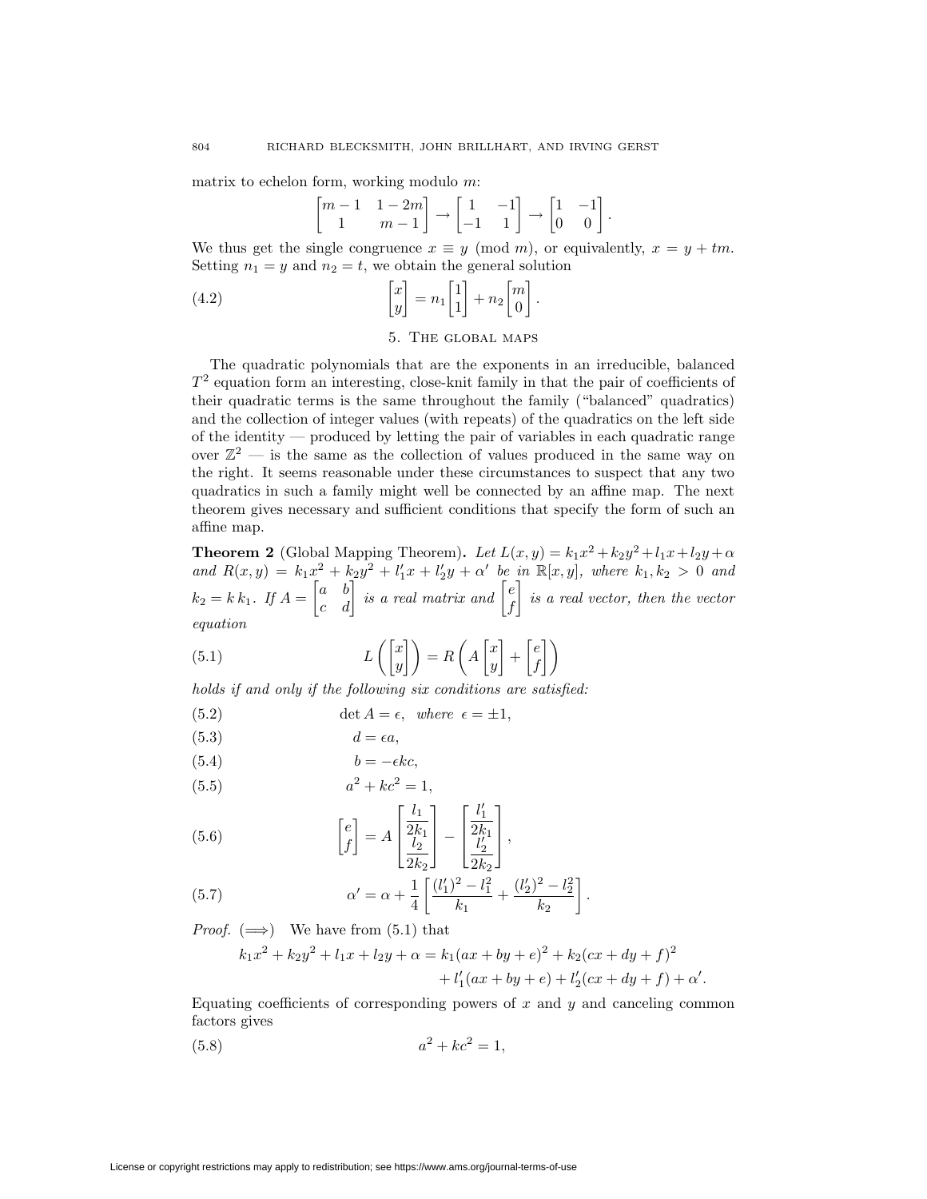matrix to echelon form, working modulo $m$:

$$\begin{bmatrix} m-1 & 1-2m \\ 1 & m-1 \end{bmatrix} \to \begin{bmatrix} 1 & -1 \\ -1 & 1 \end{bmatrix} \to \begin{bmatrix} 1 & -1 \\ 0 & 0 \end{bmatrix}.$$

We thus get the single congruence $x \equiv y \pmod{m}$, or equivalently, $x = y + tm$. Setting $n_1 = y$ and $n_2 = t$, we obtain the general solution

$$\begin{bmatrix} x \\ y \end{bmatrix} = n_1 \begin{bmatrix} 1 \\ 1 \end{bmatrix} + n_2 \begin{bmatrix} m \\ 0 \end{bmatrix}. \tag{4.2}$$

## 5. The global maps

The quadratic polynomials that are the exponents in an irreducible, balanced $T^2$ equation form an interesting, close-knit family in that the pair of coefficients of their quadratic terms is the same throughout the family ("balanced" quadratics) and the collection of integer values (with repeats) of the quadratics on the left side of the identity — produced by letting the pair of variables in each quadratic range over $\mathbb{Z}^2$ — is the same as the collection of values produced in the same way on the right. It seems reasonable under these circumstances to suspect that any two quadratics in such a family might well be connected by an affine map. The next theorem gives necessary and sufficient conditions that specify the form of such an affine map.

**Theorem 2** (Global Mapping Theorem). *Let $L(x,y) = k_1x^2 + k_2y^2 + l_1x + l_2y + \alpha$ and $R(x,y) = k_1x^2 + k_2y^2 + l_1'x + l_2'y + \alpha'$ be in $\mathbb{R}[x,y]$, where $k_1, k_2 > 0$ and $k_2 = k\,k_1$. If $A = \begin{bmatrix} a & b \\ c & d \end{bmatrix}$ is a real matrix and $\begin{bmatrix} e \\ f \end{bmatrix}$ is a real vector, then the vector equation*

$$L\left(\begin{bmatrix} x \\ y \end{bmatrix}\right) = R\left(A\begin{bmatrix} x \\ y \end{bmatrix} + \begin{bmatrix} e \\ f \end{bmatrix}\right) \tag{5.1}$$

*holds if and only if the following six conditions are satisfied:*

$$\det A = \epsilon, \quad \text{where } \epsilon = \pm 1, \tag{5.2}$$

$$d = \epsilon a, \tag{5.3}$$

$$b = -\epsilon k c, \tag{5.4}$$

$$a^2 + kc^2 = 1, \tag{5.5}$$

$$\begin{bmatrix} e \\ f \end{bmatrix} = A \begin{bmatrix} \dfrac{l_1}{2k_1} \\ \dfrac{l_2}{2k_2} \end{bmatrix} - \begin{bmatrix} \dfrac{l_1'}{2k_1} \\ \dfrac{l_2'}{2k_2} \end{bmatrix}, \tag{5.6}$$

$$\alpha' = \alpha + \frac{1}{4}\left[\frac{(l_1')^2 - l_1^2}{k_1} + \frac{(l_2')^2 - l_2^2}{k_2}\right]. \tag{5.7}$$

*Proof.* ($\Longrightarrow$) We have from (5.1) that

$$\begin{aligned} k_1x^2 + k_2y^2 + l_1x + l_2y + \alpha = {} & k_1(ax + by + e)^2 + k_2(cx + dy + f)^2 \\ & + l_1'(ax + by + e) + l_2'(cx + dy + f) + \alpha'. \end{aligned}$$

Equating coefficients of corresponding powers of $x$ and $y$ and canceling common factors gives

$$a^2 + kc^2 = 1, \tag{5.8}$$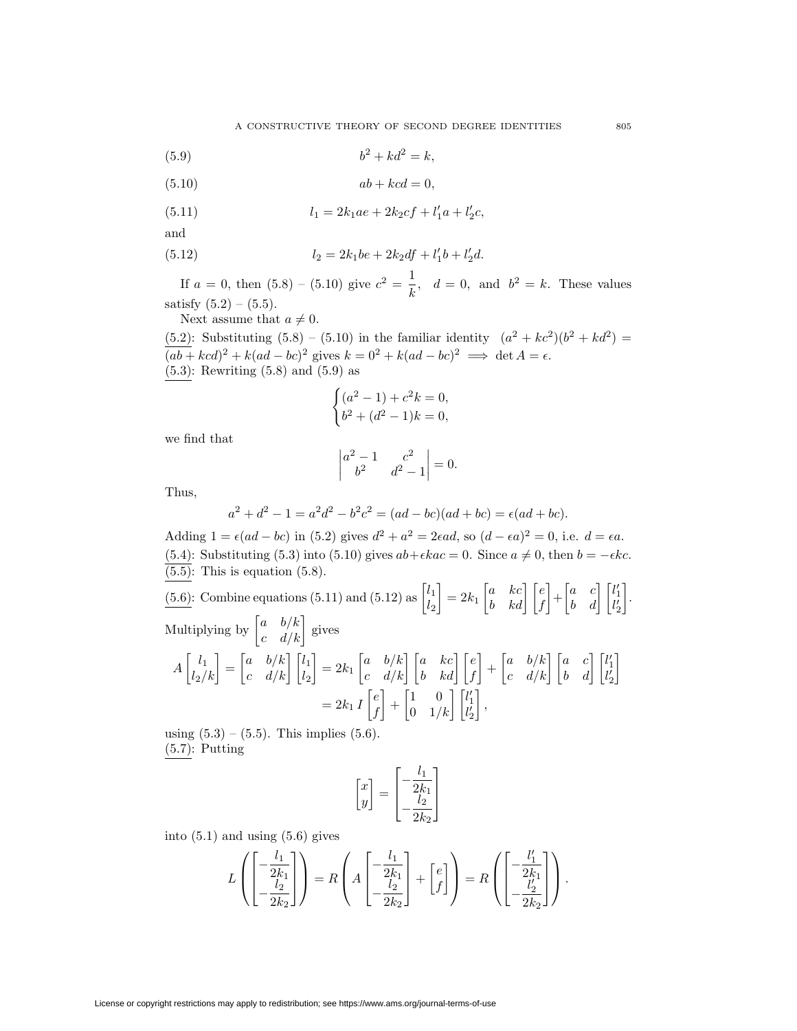$$b^2 + kd^2 = k, \tag{5.9}$$

$$ab + kcd = 0, \tag{5.10}$$

$$l_1 = 2k_1ae + 2k_2cf + l_1'a + l_2'c, \tag{5.11}$$

and

$$l_2 = 2k_1be + 2k_2df + l_1'b + l_2'd. \tag{5.12}$$

If $a = 0$, then (5.8) – (5.10) give $c^2 = \dfrac{1}{k}$, $d = 0$, and $b^2 = k$. These values satisfy (5.2) – (5.5).

Next assume that $a \neq 0$.

<u>(5.2)</u>: Substituting (5.8) – (5.10) in the familiar identity $(a^2 + kc^2)(b^2 + kd^2) = (ab + kcd)^2 + k(ad - bc)^2$ gives $k = 0^2 + k(ad - bc)^2 \implies \det A = \epsilon$.

<u>(5.3)</u>: Rewriting (5.8) and (5.9) as

$$\begin{cases} (a^2 - 1) + c^2k = 0, \\ b^2 + (d^2 - 1)k = 0, \end{cases}$$

we find that

$$\begin{vmatrix} a^2 - 1 & c^2 \\ b^2 & d^2 - 1 \end{vmatrix} = 0.$$

Thus,

$$a^2 + d^2 - 1 = a^2d^2 - b^2c^2 = (ad - bc)(ad + bc) = \epsilon(ad + bc).$$

Adding $1 = \epsilon(ad - bc)$ in (5.2) gives $d^2 + a^2 = 2\epsilon ad$, so $(d - \epsilon a)^2 = 0$, i.e. $d = \epsilon a$.

<u>(5.4)</u>: Substituting (5.3) into (5.10) gives $ab + \epsilon kac = 0$. Since $a \neq 0$, then $b = -\epsilon kc$.

<u>(5.5)</u>: This is equation (5.8).

<u>(5.6)</u>: Combine equations (5.11) and (5.12) as $\begin{bmatrix} l_1 \\ l_2 \end{bmatrix} = 2k_1 \begin{bmatrix} a & kc \\ b & kd \end{bmatrix} \begin{bmatrix} e \\ f \end{bmatrix} + \begin{bmatrix} a & c \\ b & d \end{bmatrix} \begin{bmatrix} l_1' \\ l_2' \end{bmatrix}$.

Multiplying by $\begin{bmatrix} a & b/k \\ c & d/k \end{bmatrix}$ gives

$$A \begin{bmatrix} l_1 \\ l_2/k \end{bmatrix} = \begin{bmatrix} a & b/k \\ c & d/k \end{bmatrix} \begin{bmatrix} l_1 \\ l_2 \end{bmatrix} = 2k_1 \begin{bmatrix} a & b/k \\ c & d/k \end{bmatrix} \begin{bmatrix} a & kc \\ b & kd \end{bmatrix} \begin{bmatrix} e \\ f \end{bmatrix} + \begin{bmatrix} a & b/k \\ c & d/k \end{bmatrix} \begin{bmatrix} a & c \\ b & d \end{bmatrix} \begin{bmatrix} l_1' \\ l_2' \end{bmatrix}$$

$$= 2k_1 \, I \begin{bmatrix} e \\ f \end{bmatrix} + \begin{bmatrix} 1 & 0 \\ 0 & 1/k \end{bmatrix} \begin{bmatrix} l_1' \\ l_2' \end{bmatrix},$$

using (5.3) – (5.5). This implies (5.6).

<u>(5.7)</u>: Putting

$$\begin{bmatrix} x \\ y \end{bmatrix} = \begin{bmatrix} -\dfrac{l_1}{2k_1} \\ -\dfrac{l_2}{2k_2} \end{bmatrix}$$

into (5.1) and using (5.6) gives

$$L\left( \begin{bmatrix} -\dfrac{l_1}{2k_1} \\ -\dfrac{l_2}{2k_2} \end{bmatrix} \right) = R\left( A \begin{bmatrix} -\dfrac{l_1}{2k_1} \\ -\dfrac{l_2}{2k_2} \end{bmatrix} + \begin{bmatrix} e \\ f \end{bmatrix} \right) = R\left( \begin{bmatrix} -\dfrac{l_1'}{2k_1} \\ -\dfrac{l_2'}{2k_2} \end{bmatrix} \right).$$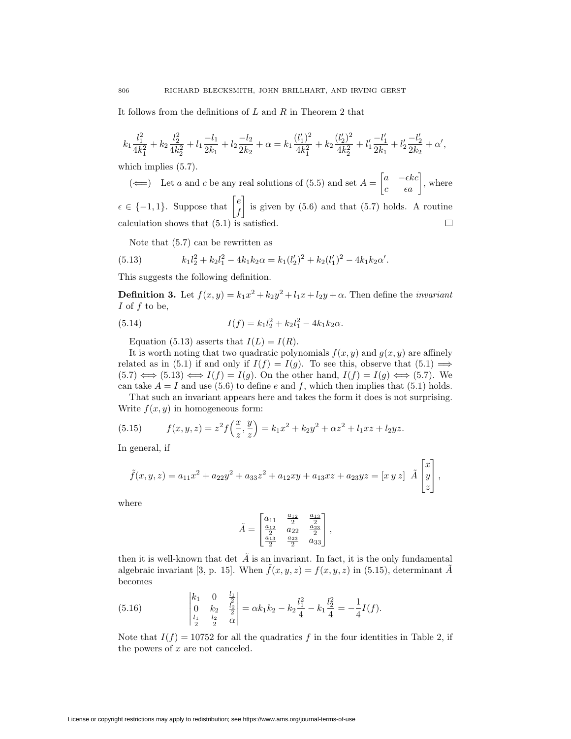It follows from the definitions of $L$ and $R$ in Theorem 2 that

$$k_1\frac{l_1^2}{4k_1^2}+k_2\frac{l_2^2}{4k_2^2}+l_1\frac{-l_1}{2k_1}+l_2\frac{-l_2}{2k_2}+\alpha=k_1\frac{(l_1')^2}{4k_1^2}+k_2\frac{(l_2')^2}{4k_2^2}+l_1'\frac{-l_1'}{2k_1}+l_2'\frac{-l_2'}{2k_2}+\alpha',$$

which implies (5.7).

($\Longleftarrow$) Let $a$ and $c$ be any real solutions of (5.5) and set $A=\begin{bmatrix} a & -\epsilon kc \\ c & \epsilon a\end{bmatrix}$, where $\epsilon\in\{-1,1\}$. Suppose that $\begin{bmatrix} e \\ f\end{bmatrix}$ is given by (5.6) and that (5.7) holds. A routine calculation shows that (5.1) is satisfied. $\square$

Note that (5.7) can be rewritten as

$$k_1 l_2^2+k_2 l_1^2-4k_1k_2\alpha=k_1(l_2')^2+k_2(l_1')^2-4k_1k_2\alpha'. \tag{5.13}$$

This suggests the following definition.

**Definition 3.** Let $f(x,y)=k_1x^2+k_2y^2+l_1x+l_2y+\alpha$. Then define the *invariant* $I$ of $f$ to be,

$$I(f)=k_1l_2^2+k_2l_1^2-4k_1k_2\alpha. \tag{5.14}$$

Equation (5.13) asserts that $I(L)=I(R)$.

It is worth noting that two quadratic polynomials $f(x,y)$ and $g(x,y)$ are affinely related as in (5.1) if and only if $I(f)=I(g)$. To see this, observe that (5.1) $\Longrightarrow$ (5.7) $\Longleftrightarrow$ (5.13) $\Longleftrightarrow$ $I(f)=I(g)$. On the other hand, $I(f)=I(g)\Longleftrightarrow$ (5.7). We can take $A=I$ and use (5.6) to define $e$ and $f$, which then implies that (5.1) holds.

That such an invariant appears here and takes the form it does is not surprising. Write $f(x,y)$ in homogeneous form:

$$f(x,y,z)=z^2f\Big(\frac{x}{z},\frac{y}{z}\Big)=k_1x^2+k_2y^2+\alpha z^2+l_1xz+l_2yz. \tag{5.15}$$

In general, if

$$\tilde f(x,y,z)=a_{11}x^2+a_{22}y^2+a_{33}z^2+a_{12}xy+a_{13}xz+a_{23}yz=[x\ y\ z]\ \tilde A\begin{bmatrix} x\\ y\\ z\end{bmatrix},$$

where

$$\tilde A=\begin{bmatrix} a_{11} & \frac{a_{12}}{2} & \frac{a_{13}}{2}\\ \frac{a_{12}}{2} & a_{22} & \frac{a_{23}}{2}\\ \frac{a_{13}}{2} & \frac{a_{23}}{2} & a_{33}\end{bmatrix},$$

then it is well-known that det $\tilde A$ is an invariant. In fact, it is the only fundamental algebraic invariant [3, p. 15]. When $\tilde f(x,y,z)=f(x,y,z)$ in (5.15), determinant $\tilde A$ becomes

$$\begin{vmatrix} k_1 & 0 & \frac{l_1}{2}\\ 0 & k_2 & \frac{l_2}{2}\\ \frac{l_1}{2} & \frac{l_2}{2} & \alpha\end{vmatrix}=\alpha k_1k_2-k_2\frac{l_1^2}{4}-k_1\frac{l_2^2}{4}=-\frac{1}{4}I(f). \tag{5.16}$$

Note that $I(f)=10752$ for all the quadratics $f$ in the four identities in Table 2, if the powers of $x$ are not canceled.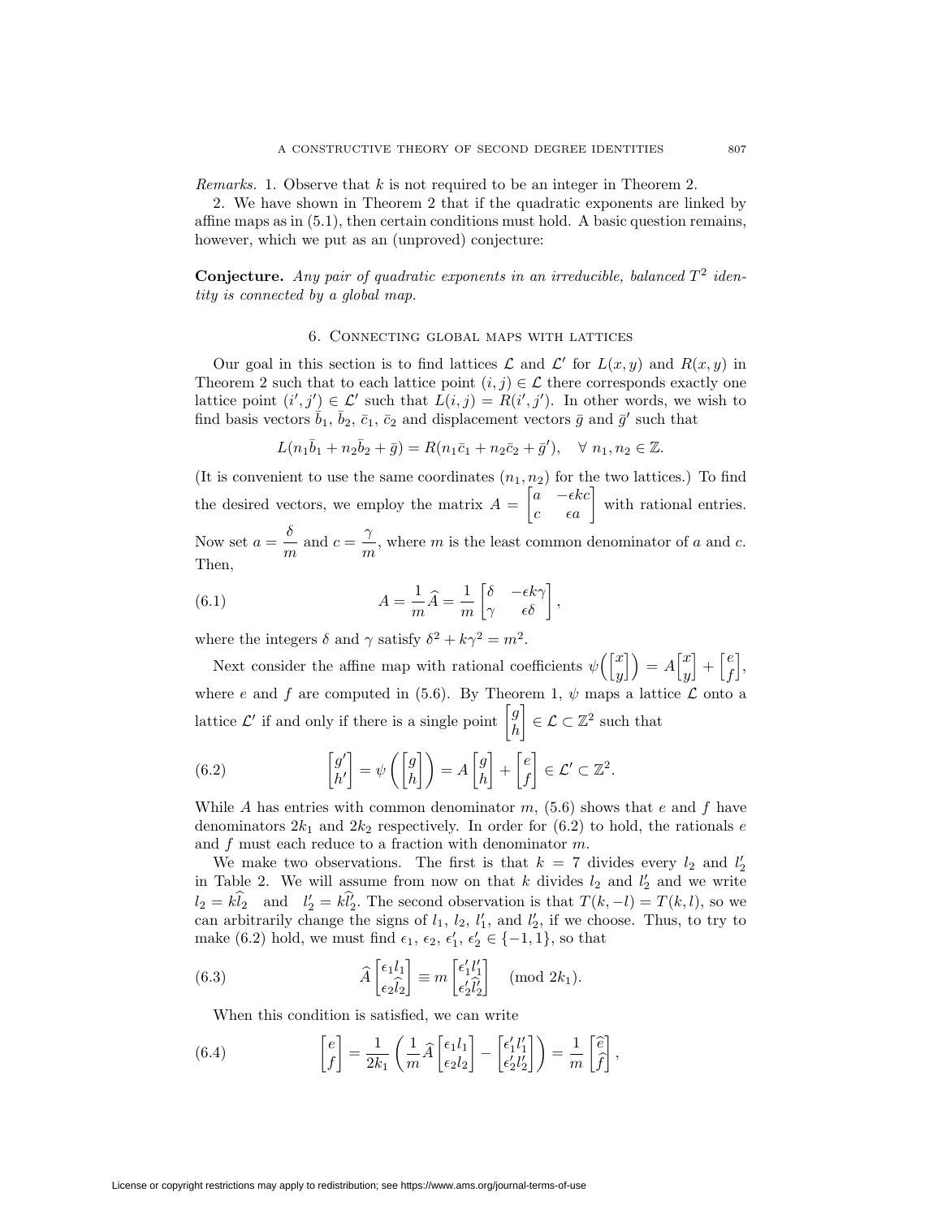*Remarks.* 1. Observe that $k$ is not required to be an integer in Theorem 2.

2. We have shown in Theorem 2 that if the quadratic exponents are linked by affine maps as in (5.1), then certain conditions must hold. A basic question remains, however, which we put as an (unproved) conjecture:

**Conjecture.** *Any pair of quadratic exponents in an irreducible, balanced $T^2$ identity is connected by a global map.*

## 6. Connecting global maps with lattices

Our goal in this section is to find lattices $\mathcal{L}$ and $\mathcal{L}'$ for $L(x,y)$ and $R(x,y)$ in Theorem 2 such that to each lattice point $(i,j) \in \mathcal{L}$ there corresponds exactly one lattice point $(i',j') \in \mathcal{L}'$ such that $L(i,j) = R(i',j')$. In other words, we wish to find basis vectors $\bar{b}_1$, $\bar{b}_2$, $\bar{c}_1$, $\bar{c}_2$ and displacement vectors $\bar{g}$ and $\bar{g}'$ such that

$$L(n_1\bar{b}_1 + n_2\bar{b}_2 + \bar{g}) = R(n_1\bar{c}_1 + n_2\bar{c}_2 + \bar{g}'), \quad \forall\ n_1, n_2 \in \mathbb{Z}.$$

(It is convenient to use the same coordinates $(n_1, n_2)$ for the two lattices.) To find the desired vectors, we employ the matrix $A = \begin{bmatrix} a & -\epsilon k c \\ c & \epsilon a \end{bmatrix}$ with rational entries. Now set $a = \dfrac{\delta}{m}$ and $c = \dfrac{\gamma}{m}$, where $m$ is the least common denominator of $a$ and $c$. Then,

$$A = \frac{1}{m}\widehat{A} = \frac{1}{m}\begin{bmatrix} \delta & -\epsilon k\gamma \\ \gamma & \epsilon\delta \end{bmatrix}, \tag{6.1}$$

where the integers $\delta$ and $\gamma$ satisfy $\delta^2 + k\gamma^2 = m^2$.

Next consider the affine map with rational coefficients $\psi\left(\begin{bmatrix} x \\ y \end{bmatrix}\right) = A\begin{bmatrix} x \\ y \end{bmatrix} + \begin{bmatrix} e \\ f \end{bmatrix}$, where $e$ and $f$ are computed in (5.6). By Theorem 1, $\psi$ maps a lattice $\mathcal{L}$ onto a lattice $\mathcal{L}'$ if and only if there is a single point $\begin{bmatrix} g \\ h \end{bmatrix} \in \mathcal{L} \subset \mathbb{Z}^2$ such that

$$\begin{bmatrix} g' \\ h' \end{bmatrix} = \psi\left(\begin{bmatrix} g \\ h \end{bmatrix}\right) = A\begin{bmatrix} g \\ h \end{bmatrix} + \begin{bmatrix} e \\ f \end{bmatrix} \in \mathcal{L}' \subset \mathbb{Z}^2. \tag{6.2}$$

While $A$ has entries with common denominator $m$, (5.6) shows that $e$ and $f$ have denominators $2k_1$ and $2k_2$ respectively. In order for (6.2) to hold, the rationals $e$ and $f$ must each reduce to a fraction with denominator $m$.

We make two observations. The first is that $k = 7$ divides every $l_2$ and $l_2'$ in Table 2. We will assume from now on that $k$ divides $l_2$ and $l_2'$ and we write $l_2 = k\widehat{l_2}$ and $l_2' = k\widehat{l_2'}$. The second observation is that $T(k,-l) = T(k,l)$, so we can arbitrarily change the signs of $l_1$, $l_2$, $l_1'$, and $l_2'$, if we choose. Thus, to try to make (6.2) hold, we must find $\epsilon_1$, $\epsilon_2$, $\epsilon_1'$, $\epsilon_2' \in \{-1, 1\}$, so that

$$\widehat{A}\begin{bmatrix} \epsilon_1 l_1 \\ \epsilon_2 \widehat{l_2} \end{bmatrix} \equiv m\begin{bmatrix} \epsilon_1' l_1' \\ \epsilon_2' \widehat{l_2'} \end{bmatrix} \pmod{2k_1}. \tag{6.3}$$

When this condition is satisfied, we can write

$$\begin{bmatrix} e \\ f \end{bmatrix} = \frac{1}{2k_1}\left(\frac{1}{m}\widehat{A}\begin{bmatrix} \epsilon_1 l_1 \\ \epsilon_2 l_2 \end{bmatrix} - \begin{bmatrix} \epsilon_1' l_1' \\ \epsilon_2' l_2' \end{bmatrix}\right) = \frac{1}{m}\begin{bmatrix} \widehat{e} \\ \widehat{f} \end{bmatrix}, \tag{6.4}$$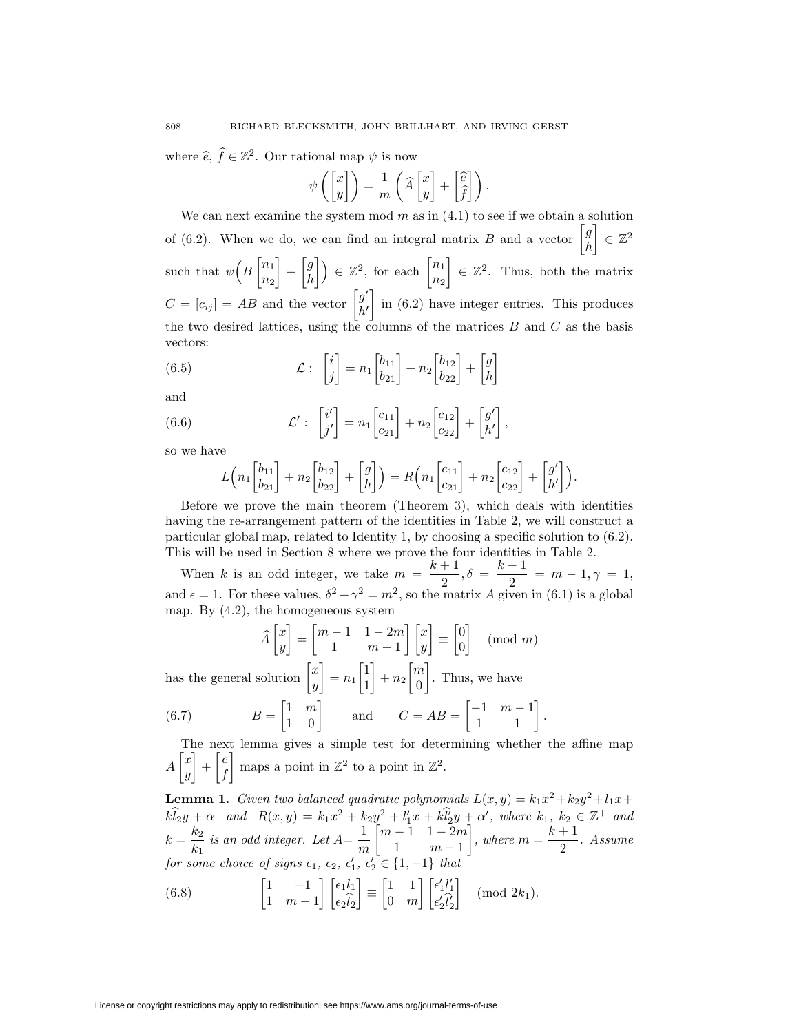where $\widehat{e},\ \widehat{f} \in \mathbb{Z}^2$. Our rational map $\psi$ is now

$$\psi\left(\begin{bmatrix} x \\ y \end{bmatrix}\right) = \frac{1}{m}\left(\widehat{A}\begin{bmatrix} x \\ y \end{bmatrix} + \begin{bmatrix} \widehat{e} \\ \widehat{f} \end{bmatrix}\right).$$

We can next examine the system mod $m$ as in (4.1) to see if we obtain a solution of (6.2). When we do, we can find an integral matrix $B$ and a vector $\begin{bmatrix} g \\ h \end{bmatrix} \in \mathbb{Z}^2$ such that $\psi\Big(B\begin{bmatrix} n_1 \\ n_2 \end{bmatrix} + \begin{bmatrix} g \\ h \end{bmatrix}\Big) \in \mathbb{Z}^2$, for each $\begin{bmatrix} n_1 \\ n_2 \end{bmatrix} \in \mathbb{Z}^2$. Thus, both the matrix $C = [c_{ij}] = AB$ and the vector $\begin{bmatrix} g' \\ h' \end{bmatrix}$ in (6.2) have integer entries. This produces the two desired lattices, using the columns of the matrices $B$ and $C$ as the basis vectors:

$$\mathcal{L}:\ \begin{bmatrix} i \\ j \end{bmatrix} = n_1\begin{bmatrix} b_{11} \\ b_{21} \end{bmatrix} + n_2\begin{bmatrix} b_{12} \\ b_{22} \end{bmatrix} + \begin{bmatrix} g \\ h \end{bmatrix} \tag{6.5}$$

and

$$\mathcal{L}':\ \begin{bmatrix} i' \\ j' \end{bmatrix} = n_1\begin{bmatrix} c_{11} \\ c_{21} \end{bmatrix} + n_2\begin{bmatrix} c_{12} \\ c_{22} \end{bmatrix} + \begin{bmatrix} g' \\ h' \end{bmatrix}, \tag{6.6}$$

so we have

$$L\Big(n_1\begin{bmatrix} b_{11} \\ b_{21} \end{bmatrix} + n_2\begin{bmatrix} b_{12} \\ b_{22} \end{bmatrix} + \begin{bmatrix} g \\ h \end{bmatrix}\Big) = R\Big(n_1\begin{bmatrix} c_{11} \\ c_{21} \end{bmatrix} + n_2\begin{bmatrix} c_{12} \\ c_{22} \end{bmatrix} + \begin{bmatrix} g' \\ h' \end{bmatrix}\Big).$$

Before we prove the main theorem (Theorem 3), which deals with identities having the re-arrangement pattern of the identities in Table 2, we will construct a particular global map, related to Identity 1, by choosing a specific solution to (6.2). This will be used in Section 8 where we prove the four identities in Table 2.

When $k$ is an odd integer, we take $m = \dfrac{k+1}{2}, \delta = \dfrac{k-1}{2} = m-1, \gamma = 1$, and $\epsilon = 1$. For these values, $\delta^2 + \gamma^2 = m^2$, so the matrix $A$ given in (6.1) is a global map. By (4.2), the homogeneous system

$$\widehat{A}\begin{bmatrix} x \\ y \end{bmatrix} = \begin{bmatrix} m-1 & 1-2m \\ 1 & m-1 \end{bmatrix}\begin{bmatrix} x \\ y \end{bmatrix} \equiv \begin{bmatrix} 0 \\ 0 \end{bmatrix} \pmod{m}$$

has the general solution $\begin{bmatrix} x \\ y \end{bmatrix} = n_1\begin{bmatrix} 1 \\ 1 \end{bmatrix} + n_2\begin{bmatrix} m \\ 0 \end{bmatrix}$. Thus, we have

$$B = \begin{bmatrix} 1 & m \\ 1 & 0 \end{bmatrix} \quad \text{and} \quad C = AB = \begin{bmatrix} -1 & m-1 \\ 1 & 1 \end{bmatrix}. \tag{6.7}$$

The next lemma gives a simple test for determining whether the affine map $A\begin{bmatrix} x \\ y \end{bmatrix} + \begin{bmatrix} e \\ f \end{bmatrix}$ maps a point in $\mathbb{Z}^2$ to a point in $\mathbb{Z}^2$.

**Lemma 1.** *Given two balanced quadratic polynomials* $L(x,y) = k_1x^2 + k_2y^2 + l_1x + k\widehat{l}_2y + \alpha$ *and* $R(x,y) = k_1x^2 + k_2y^2 + l_1'x + k\widehat{l}_2'y + \alpha'$, *where* $k_1,\ k_2 \in \mathbb{Z}^+$ *and* $k = \dfrac{k_2}{k_1}$ *is an odd integer. Let* $A = \dfrac{1}{m}\begin{bmatrix} m-1 & 1-2m \\ 1 & m-1 \end{bmatrix}$, *where* $m = \dfrac{k+1}{2}$. *Assume for some choice of signs* $\epsilon_1,\ \epsilon_2,\ \epsilon_1',\ \epsilon_2' \in \{1,-1\}$ *that*

$$\begin{bmatrix} 1 & -1 \\ 1 & m-1 \end{bmatrix}\begin{bmatrix} \epsilon_1 l_1 \\ \epsilon_2 \widehat{l}_2 \end{bmatrix} \equiv \begin{bmatrix} 1 & 1 \\ 0 & m \end{bmatrix}\begin{bmatrix} \epsilon_1' l_1' \\ \epsilon_2' \widehat{l}_2' \end{bmatrix} \pmod{2k_1}. \tag{6.8}$$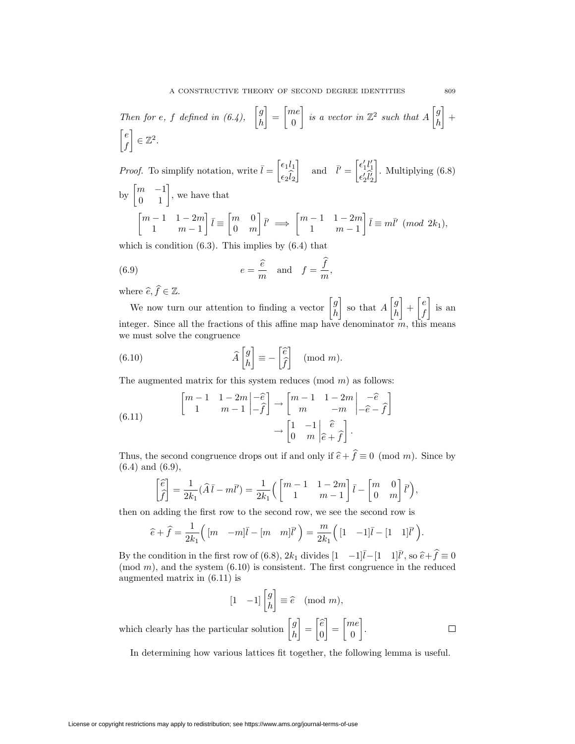*Then for $e$, $f$ defined in (6.4),* $\begin{bmatrix} g \\ h \end{bmatrix} = \begin{bmatrix} me \\ 0 \end{bmatrix}$ *is a vector in* $\mathbb{Z}^2$ *such that* $A\begin{bmatrix} g \\ h \end{bmatrix} + \begin{bmatrix} e \\ f \end{bmatrix} \in \mathbb{Z}^2$.

*Proof.* To simplify notation, write $\bar{l} = \begin{bmatrix} \epsilon_1 l_1 \\ \epsilon_2 \widehat{l}_2 \end{bmatrix}$ and $\bar{l}' = \begin{bmatrix} \epsilon_1' l_1' \\ \epsilon_2' \widehat{l}_2' \end{bmatrix}$. Multiplying (6.8) by $\begin{bmatrix} m & -1 \\ 0 & 1 \end{bmatrix}$, we have that

$$\begin{bmatrix} m-1 & 1-2m \\ 1 & m-1 \end{bmatrix} \bar{l} \equiv \begin{bmatrix} m & 0 \\ 0 & m \end{bmatrix} \bar{l}' \implies \begin{bmatrix} m-1 & 1-2m \\ 1 & m-1 \end{bmatrix} \bar{l} \equiv m\bar{l}' \ (mod\ 2k_1),$$

which is condition (6.3). This implies by (6.4) that

$$e = \frac{\widehat{e}}{m} \quad \text{and} \quad f = \frac{\widehat{f}}{m}, \tag{6.9}$$

where $\widehat{e}, \widehat{f} \in \mathbb{Z}$.

We now turn our attention to finding a vector $\begin{bmatrix} g \\ h \end{bmatrix}$ so that $A\begin{bmatrix} g \\ h \end{bmatrix} + \begin{bmatrix} e \\ f \end{bmatrix}$ is an integer. Since all the fractions of this affine map have denominator $m$, this means we must solve the congruence

$$\widehat{A}\begin{bmatrix} g \\ h \end{bmatrix} \equiv -\begin{bmatrix} \widehat{e} \\ \widehat{f} \end{bmatrix} \pmod{m}. \tag{6.10}$$

The augmented matrix for this system reduces (mod $m$) as follows:

$$\begin{aligned} \left[\begin{array}{cc|c} m-1 & 1-2m & -\widehat{e} \\ 1 & m-1 & -\widehat{f} \end{array}\right] &\to \left[\begin{array}{cc|c} m-1 & 1-2m & -\widehat{e} \\ m & -m & -\widehat{e}-\widehat{f} \end{array}\right] \\ &\to \left[\begin{array}{cc|c} 1 & -1 & \widehat{e} \\ 0 & m & \widehat{e}+\widehat{f} \end{array}\right]. \end{aligned} \tag{6.11}$$

Thus, the second congruence drops out if and only if $\widehat{e} + \widehat{f} \equiv 0 \pmod{m}$. Since by (6.4) and (6.9),

$$\begin{bmatrix} \widehat{e} \\ \widehat{f} \end{bmatrix} = \frac{1}{2k_1}(\widehat{A}\,\bar{l} - m\bar{l}') = \frac{1}{2k_1}\Big( \begin{bmatrix} m-1 & 1-2m \\ 1 & m-1 \end{bmatrix} \bar{l} - \begin{bmatrix} m & 0 \\ 0 & m \end{bmatrix} \bar{l}' \Big),$$

then on adding the first row to the second row, we see the second row is

$$\widehat{e} + \widehat{f} = \frac{1}{2k_1}\Big( [m \quad -m]\bar{l} - [m \quad m]\bar{l}' \Big) = \frac{m}{2k_1}\Big( [1 \quad -1]\bar{l} - [1 \quad 1]\bar{l}' \Big).$$

By the condition in the first row of (6.8), $2k_1$ divides $[1 \quad -1]\bar{l} - [1 \quad 1]\bar{l}'$, so $\widehat{e} + \widehat{f} \equiv 0 \pmod{m}$, and the system (6.10) is consistent. The first congruence in the reduced augmented matrix in (6.11) is

$$[1 \quad -1]\begin{bmatrix} g \\ h \end{bmatrix} \equiv \widehat{e} \pmod{m},$$

which clearly has the particular solution $\begin{bmatrix} g \\ h \end{bmatrix} = \begin{bmatrix} \widehat{e} \\ 0 \end{bmatrix} = \begin{bmatrix} me \\ 0 \end{bmatrix}$. $\square$

In determining how various lattices fit together, the following lemma is useful.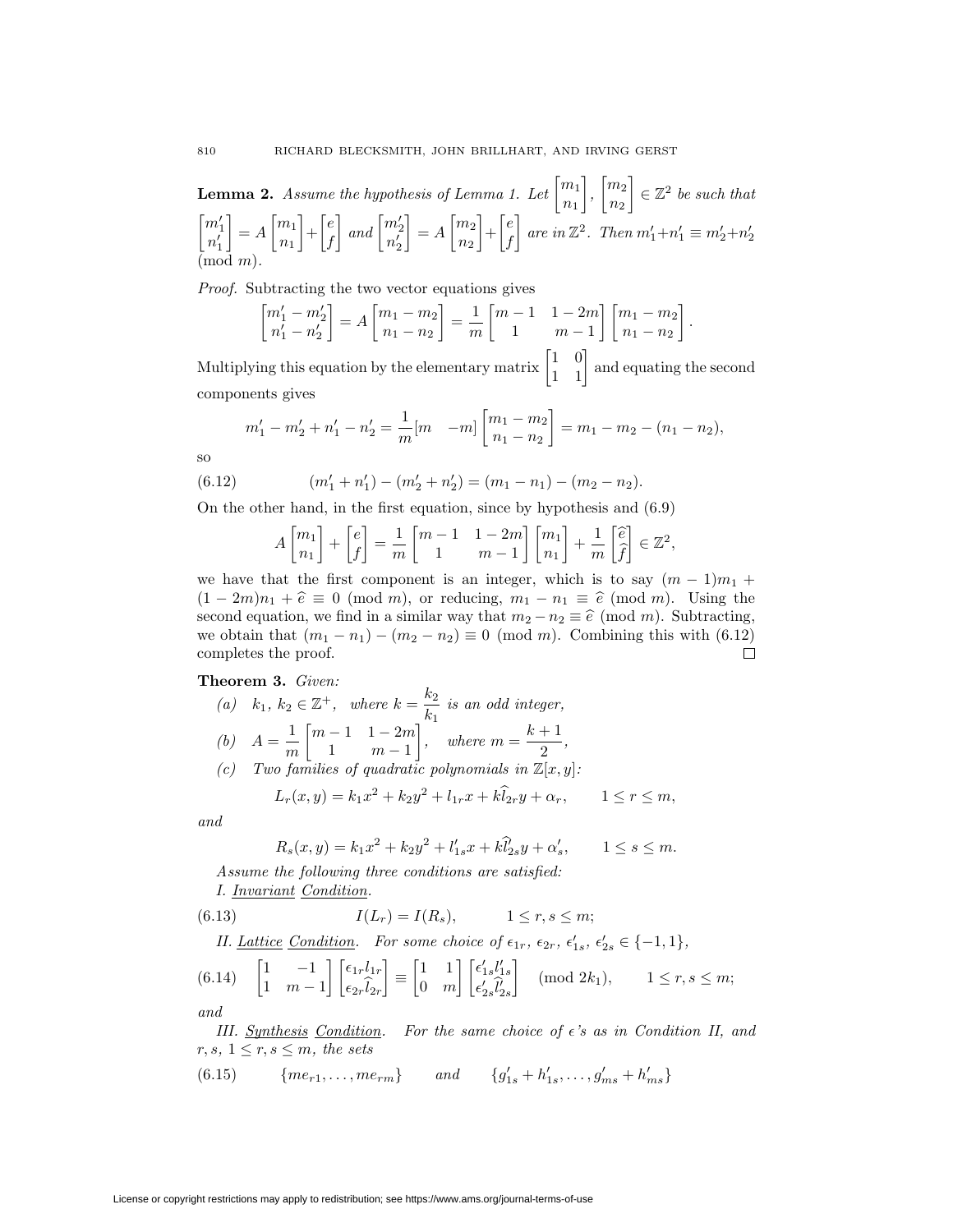**Lemma 2.** *Assume the hypothesis of Lemma 1. Let* $\begin{bmatrix} m_1 \\ n_1 \end{bmatrix}, \begin{bmatrix} m_2 \\ n_2 \end{bmatrix} \in \mathbb{Z}^2$ *be such that* $\begin{bmatrix} m_1' \\ n_1' \end{bmatrix} = A \begin{bmatrix} m_1 \\ n_1 \end{bmatrix} + \begin{bmatrix} e \\ f \end{bmatrix}$ *and* $\begin{bmatrix} m_2' \\ n_2' \end{bmatrix} = A \begin{bmatrix} m_2 \\ n_2 \end{bmatrix} + \begin{bmatrix} e \\ f \end{bmatrix}$ *are in* $\mathbb{Z}^2$. *Then* $m_1' + n_1' \equiv m_2' + n_2' \pmod{m}$.

*Proof.* Subtracting the two vector equations gives

$$\begin{bmatrix} m_1' - m_2' \\ n_1' - n_2' \end{bmatrix} = A \begin{bmatrix} m_1 - m_2 \\ n_1 - n_2 \end{bmatrix} = \frac{1}{m} \begin{bmatrix} m-1 & 1-2m \\ 1 & m-1 \end{bmatrix} \begin{bmatrix} m_1 - m_2 \\ n_1 - n_2 \end{bmatrix}.$$

Multiplying this equation by the elementary matrix $\begin{bmatrix} 1 & 0 \\ 1 & 1 \end{bmatrix}$ and equating the second components gives

$$m_1' - m_2' + n_1' - n_2' = \frac{1}{m}[m \quad -m] \begin{bmatrix} m_1 - m_2 \\ n_1 - n_2 \end{bmatrix} = m_1 - m_2 - (n_1 - n_2),$$

so

$$(m_1' + n_1') - (m_2' + n_2') = (m_1 - n_1) - (m_2 - n_2). \tag{6.12}$$

On the other hand, in the first equation, since by hypothesis and (6.9)

$$A \begin{bmatrix} m_1 \\ n_1 \end{bmatrix} + \begin{bmatrix} e \\ f \end{bmatrix} = \frac{1}{m} \begin{bmatrix} m-1 & 1-2m \\ 1 & m-1 \end{bmatrix} \begin{bmatrix} m_1 \\ n_1 \end{bmatrix} + \frac{1}{m} \begin{bmatrix} \widehat{e} \\ \widehat{f} \end{bmatrix} \in \mathbb{Z}^2,$$

we have that the first component is an integer, which is to say $(m-1)m_1 + (1-2m)n_1 + \widehat{e} \equiv 0 \pmod{m}$, or reducing, $m_1 - n_1 \equiv \widehat{e} \pmod{m}$. Using the second equation, we find in a similar way that $m_2 - n_2 \equiv \widehat{e} \pmod{m}$. Subtracting, we obtain that $(m_1 - n_1) - (m_2 - n_2) \equiv 0 \pmod{m}$. Combining this with (6.12) completes the proof. $\square$

**Theorem 3.** *Given:*

(a) $k_1, k_2 \in \mathbb{Z}^+$, *where* $k = \dfrac{k_2}{k_1}$ *is an odd integer,*

(b) $A = \dfrac{1}{m} \begin{bmatrix} m-1 & 1-2m \\ 1 & m-1 \end{bmatrix}$, *where* $m = \dfrac{k+1}{2}$,

(c) *Two families of quadratic polynomials in* $\mathbb{Z}[x, y]$:

$$L_r(x, y) = k_1 x^2 + k_2 y^2 + l_{1r} x + k\widehat{l}_{2r} y + \alpha_r, \qquad 1 \le r \le m,$$

*and*

$$R_s(x, y) = k_1 x^2 + k_2 y^2 + l_{1s}' x + k\widehat{l}_{2s}' y + \alpha_s', \qquad 1 \le s \le m.$$

*Assume the following three conditions are satisfied:*

I. Invariant Condition.

$$I(L_r) = I(R_s), \qquad 1 \le r, s \le m; \tag{6.13}$$

II. Lattice Condition. *For some choice of* $\epsilon_{1r}, \epsilon_{2r}, \epsilon_{1s}', \epsilon_{2s}' \in \{-1, 1\}$,

$$\begin{bmatrix} 1 & -1 \\ 1 & m-1 \end{bmatrix} \begin{bmatrix} \epsilon_{1r} l_{1r} \\ \epsilon_{2r} \widehat{l}_{2r} \end{bmatrix} \equiv \begin{bmatrix} 1 & 1 \\ 0 & m \end{bmatrix} \begin{bmatrix} \epsilon_{1s}' l_{1s}' \\ \epsilon_{2s}' \widehat{l}_{2s}' \end{bmatrix} \pmod{2k_1}, \qquad 1 \le r, s \le m; \tag{6.14}$$

*and*

III. Synthesis Condition. *For the same choice of* $\epsilon$*'s as in Condition II, and* $r, s$, $1 \le r, s \le m$, *the sets*

$$\{me_{r1}, \ldots, me_{rm}\} \qquad \text{and} \qquad \{g_{1s}' + h_{1s}', \ldots, g_{ms}' + h_{ms}'\} \tag{6.15}$$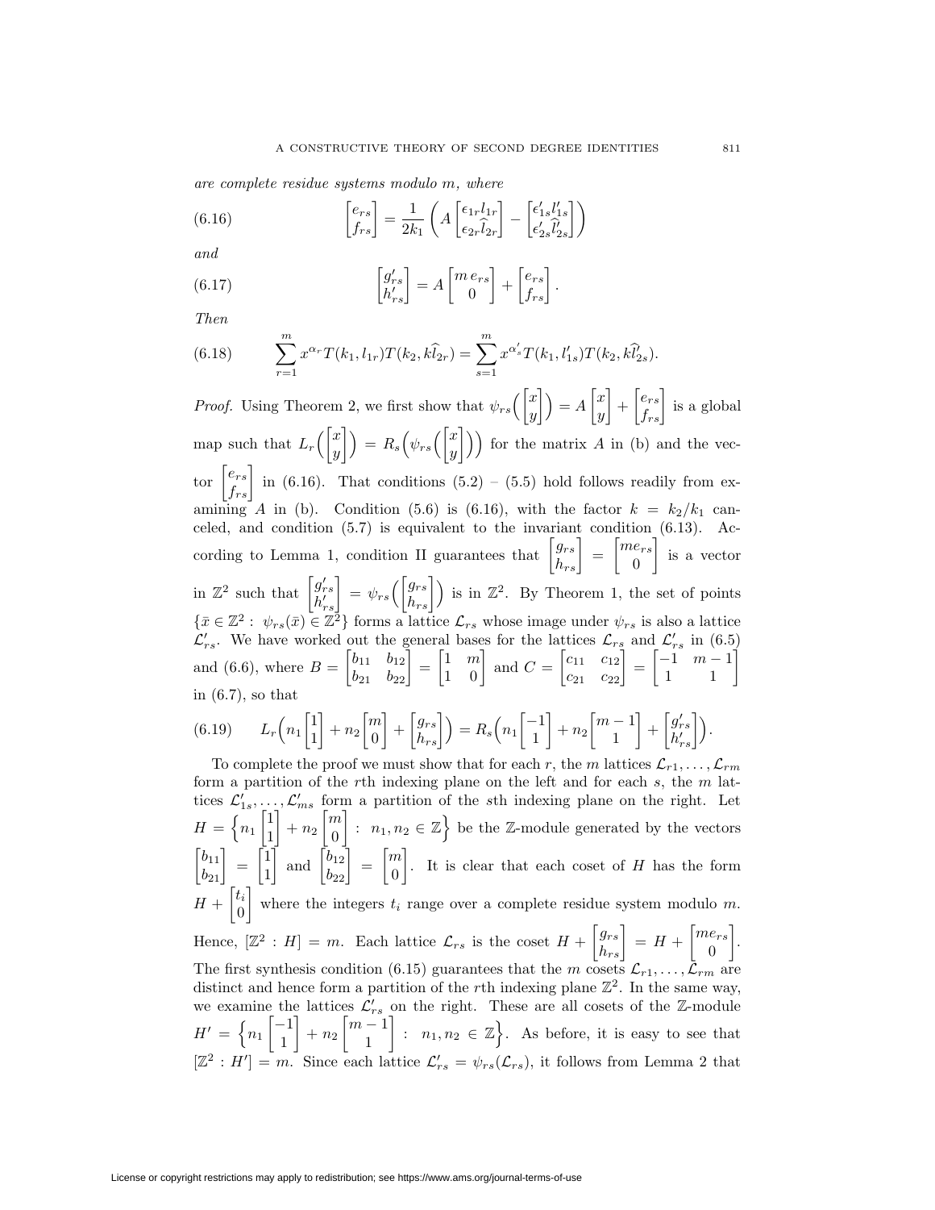*are complete residue systems modulo m, where*

$$\begin{bmatrix} e_{rs} \\ f_{rs} \end{bmatrix} = \frac{1}{2k_1}\left( A \begin{bmatrix} \epsilon_{1r} l_{1r} \\ \epsilon_{2r} \widehat{l}_{2r} \end{bmatrix} - \begin{bmatrix} \epsilon'_{1s} l'_{1s} \\ \epsilon'_{2s} \widehat{l}'_{2s} \end{bmatrix} \right) \tag{6.16}$$

*and*

$$\begin{bmatrix} g'_{rs} \\ h'_{rs} \end{bmatrix} = A \begin{bmatrix} m\, e_{rs} \\ 0 \end{bmatrix} + \begin{bmatrix} e_{rs} \\ f_{rs} \end{bmatrix}. \tag{6.17}$$

*Then*

$$\sum_{r=1}^{m} x^{\alpha_r} T(k_1, l_{1r}) T(k_2, k\widehat{l}_{2r}) = \sum_{s=1}^{m} x^{\alpha'_s} T(k_1, l'_{1s}) T(k_2, k\widehat{l}'_{2s}). \tag{6.18}$$

*Proof.* Using Theorem 2, we first show that $\psi_{rs}\Big(\begin{bmatrix} x \\ y \end{bmatrix}\Big) = A \begin{bmatrix} x \\ y \end{bmatrix} + \begin{bmatrix} e_{rs} \\ f_{rs} \end{bmatrix}$ is a global map such that $L_r\Big(\begin{bmatrix} x \\ y \end{bmatrix}\Big) = R_s\Big(\psi_{rs}\Big(\begin{bmatrix} x \\ y \end{bmatrix}\Big)\Big)$ for the matrix $A$ in (b) and the vector $\begin{bmatrix} e_{rs} \\ f_{rs} \end{bmatrix}$ in (6.16). That conditions (5.2) – (5.5) hold follows readily from examining $A$ in (b). Condition (5.6) is (6.16), with the factor $k = k_2/k_1$ canceled, and condition (5.7) is equivalent to the invariant condition (6.13). According to Lemma 1, condition II guarantees that $\begin{bmatrix} g_{rs} \\ h_{rs} \end{bmatrix} = \begin{bmatrix} me_{rs} \\ 0 \end{bmatrix}$ is a vector in $\mathbb{Z}^2$ such that $\begin{bmatrix} g'_{rs} \\ h'_{rs} \end{bmatrix} = \psi_{rs}\Big(\begin{bmatrix} g_{rs} \\ h_{rs} \end{bmatrix}\Big)$ is in $\mathbb{Z}^2$. By Theorem 1, the set of points $\{\bar{x} \in \mathbb{Z}^2 : \psi_{rs}(\bar{x}) \in \mathbb{Z}^2\}$ forms a lattice $\mathcal{L}_{rs}$ whose image under $\psi_{rs}$ is also a lattice $\mathcal{L}'_{rs}$. We have worked out the general bases for the lattices $\mathcal{L}_{rs}$ and $\mathcal{L}'_{rs}$ in (6.5) and (6.6), where $B = \begin{bmatrix} b_{11} & b_{12} \\ b_{21} & b_{22} \end{bmatrix} = \begin{bmatrix} 1 & m \\ 1 & 0 \end{bmatrix}$ and $C = \begin{bmatrix} c_{11} & c_{12} \\ c_{21} & c_{22} \end{bmatrix} = \begin{bmatrix} -1 & m-1 \\ 1 & 1 \end{bmatrix}$ in (6.7), so that

$$L_r\Big(n_1 \begin{bmatrix} 1 \\ 1 \end{bmatrix} + n_2 \begin{bmatrix} m \\ 0 \end{bmatrix} + \begin{bmatrix} g_{rs} \\ h_{rs} \end{bmatrix}\Big) = R_s\Big(n_1 \begin{bmatrix} -1 \\ 1 \end{bmatrix} + n_2 \begin{bmatrix} m-1 \\ 1 \end{bmatrix} + \begin{bmatrix} g'_{rs} \\ h'_{rs} \end{bmatrix}\Big). \tag{6.19}$$

To complete the proof we must show that for each $r$, the $m$ lattices $\mathcal{L}_{r1}, \ldots, \mathcal{L}_{rm}$ form a partition of the $r$th indexing plane on the left and for each $s$, the $m$ lattices $\mathcal{L}'_{1s}, \ldots, \mathcal{L}'_{ms}$ form a partition of the $s$th indexing plane on the right. Let $H = \Big\{n_1 \begin{bmatrix} 1 \\ 1 \end{bmatrix} + n_2 \begin{bmatrix} m \\ 0 \end{bmatrix} : n_1, n_2 \in \mathbb{Z}\Big\}$ be the $\mathbb{Z}$-module generated by the vectors $\begin{bmatrix} b_{11} \\ b_{21} \end{bmatrix} = \begin{bmatrix} 1 \\ 1 \end{bmatrix}$ and $\begin{bmatrix} b_{12} \\ b_{22} \end{bmatrix} = \begin{bmatrix} m \\ 0 \end{bmatrix}$. It is clear that each coset of $H$ has the form $H + \begin{bmatrix} t_i \\ 0 \end{bmatrix}$ where the integers $t_i$ range over a complete residue system modulo $m$. Hence, $[\mathbb{Z}^2 : H] = m$. Each lattice $\mathcal{L}_{rs}$ is the coset $H + \begin{bmatrix} g_{rs} \\ h_{rs} \end{bmatrix} = H + \begin{bmatrix} me_{rs} \\ 0 \end{bmatrix}$. The first synthesis condition (6.15) guarantees that the $m$ cosets $\mathcal{L}_{r1}, \ldots, \mathcal{L}_{rm}$ are distinct and hence form a partition of the $r$th indexing plane $\mathbb{Z}^2$. In the same way, we examine the lattices $\mathcal{L}'_{rs}$ on the right. These are all cosets of the $\mathbb{Z}$-module $H' = \Big\{n_1 \begin{bmatrix} -1 \\ 1 \end{bmatrix} + n_2 \begin{bmatrix} m-1 \\ 1 \end{bmatrix} : n_1, n_2 \in \mathbb{Z}\Big\}$. As before, it is easy to see that $[\mathbb{Z}^2 : H'] = m$. Since each lattice $\mathcal{L}'_{rs} = \psi_{rs}(\mathcal{L}_{rs})$, it follows from Lemma 2 that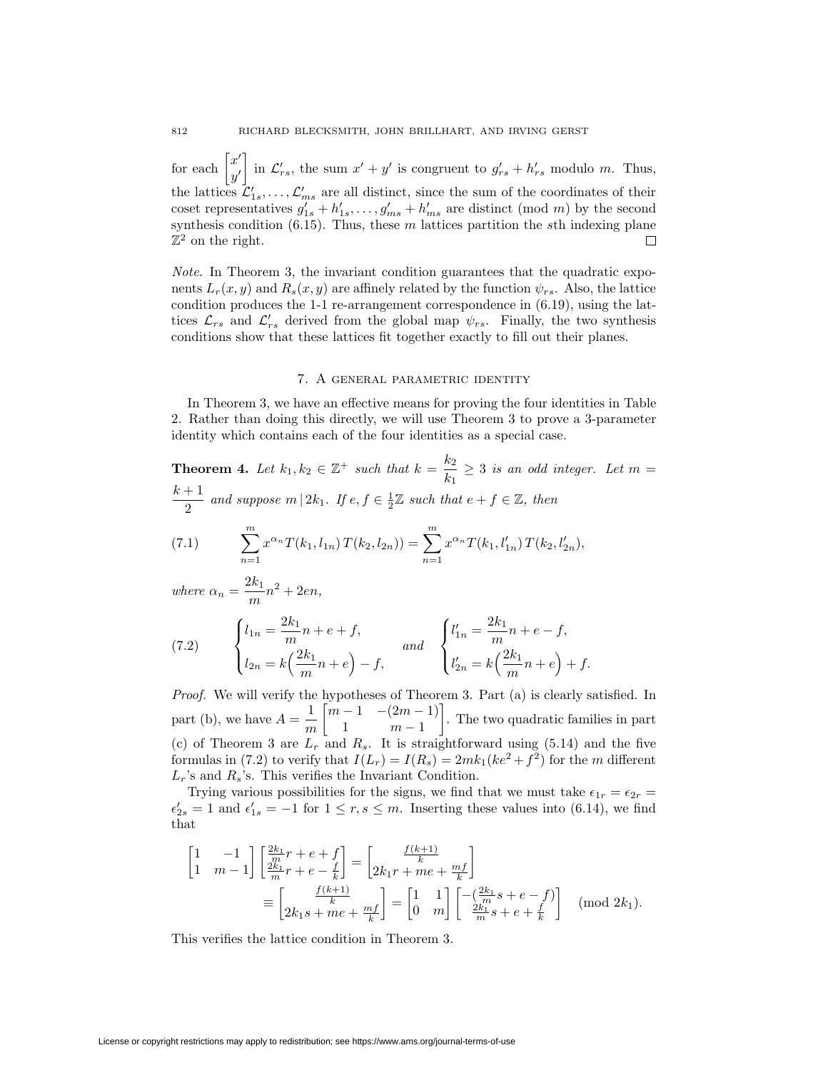for each $\begin{bmatrix} x' \\ y' \end{bmatrix}$ in $\mathcal{L}'_{rs}$, the sum $x' + y'$ is congruent to $g'_{rs} + h'_{rs}$ modulo $m$. Thus, the lattices $\mathcal{L}'_{1s}, \ldots, \mathcal{L}'_{ms}$ are all distinct, since the sum of the coordinates of their coset representatives $g'_{1s} + h'_{1s}, \ldots, g'_{ms} + h'_{ms}$ are distinct (mod $m$) by the second synthesis condition (6.15). Thus, these $m$ lattices partition the $s$th indexing plane $\mathbb{Z}^2$ on the right. $\square$

*Note.* In Theorem 3, the invariant condition guarantees that the quadratic exponents $L_r(x, y)$ and $R_s(x, y)$ are affinely related by the function $\psi_{rs}$. Also, the lattice condition produces the 1-1 re-arrangement correspondence in (6.19), using the lattices $\mathcal{L}_{rs}$ and $\mathcal{L}'_{rs}$ derived from the global map $\psi_{rs}$. Finally, the two synthesis conditions show that these lattices fit together exactly to fill out their planes.

## 7. A general parametric identity

In Theorem 3, we have an effective means for proving the four identities in Table 2. Rather than doing this directly, we will use Theorem 3 to prove a 3-parameter identity which contains each of the four identities as a special case.

**Theorem 4.** *Let $k_1, k_2 \in \mathbb{Z}^+$ such that $k = \dfrac{k_2}{k_1} \geq 3$ is an odd integer. Let $m = \dfrac{k+1}{2}$ and suppose $m \,|\, 2k_1$. If $e, f \in \frac{1}{2}\mathbb{Z}$ such that $e + f \in \mathbb{Z}$, then*

$$\sum_{n=1}^{m} x^{\alpha_n} T(k_1, l_{1n})\, T(k_2, l_{2n})) = \sum_{n=1}^{m} x^{\alpha_n} T(k_1, l'_{1n})\, T(k_2, l'_{2n}), \tag{7.1}$$

*where* $\alpha_n = \dfrac{2k_1}{m} n^2 + 2en$,

$$\begin{cases} l_{1n} = \dfrac{2k_1}{m} n + e + f, \\ l_{2n} = k\Big(\dfrac{2k_1}{m} n + e\Big) - f, \end{cases} \quad \text{and} \quad \begin{cases} l'_{1n} = \dfrac{2k_1}{m} n + e - f, \\ l'_{2n} = k\Big(\dfrac{2k_1}{m} n + e\Big) + f. \end{cases} \tag{7.2}$$

*Proof.* We will verify the hypotheses of Theorem 3. Part (a) is clearly satisfied. In part (b), we have $A = \dfrac{1}{m} \begin{bmatrix} m-1 & -(2m-1) \\ 1 & m-1 \end{bmatrix}$. The two quadratic families in part (c) of Theorem 3 are $L_r$ and $R_s$. It is straightforward using (5.14) and the five formulas in (7.2) to verify that $I(L_r) = I(R_s) = 2mk_1(ke^2 + f^2)$ for the $m$ different $L_r$'s and $R_s$'s. This verifies the Invariant Condition.

Trying various possibilities for the signs, we find that we must take $\epsilon_{1r} = \epsilon_{2r} = \epsilon'_{2s} = 1$ and $\epsilon'_{1s} = -1$ for $1 \leq r, s \leq m$. Inserting these values into (6.14), we find that

$$\begin{aligned}
\begin{bmatrix} 1 & -1 \\ 1 & m-1 \end{bmatrix} \begin{bmatrix} \frac{2k_1}{m} r + e + f \\ \frac{2k_1}{m} r + e - \frac{f}{k} \end{bmatrix} &= \begin{bmatrix} \frac{f(k+1)}{k} \\ 2k_1 r + me + \frac{mf}{k} \end{bmatrix} \\
&\equiv \begin{bmatrix} \frac{f(k+1)}{k} \\ 2k_1 s + me + \frac{mf}{k} \end{bmatrix} = \begin{bmatrix} 1 & 1 \\ 0 & m \end{bmatrix} \begin{bmatrix} -(\frac{2k_1}{m} s + e - f) \\ \frac{2k_1}{m} s + e + \frac{f}{k} \end{bmatrix} \pmod{2k_1}.
\end{aligned}$$

This verifies the lattice condition in Theorem 3.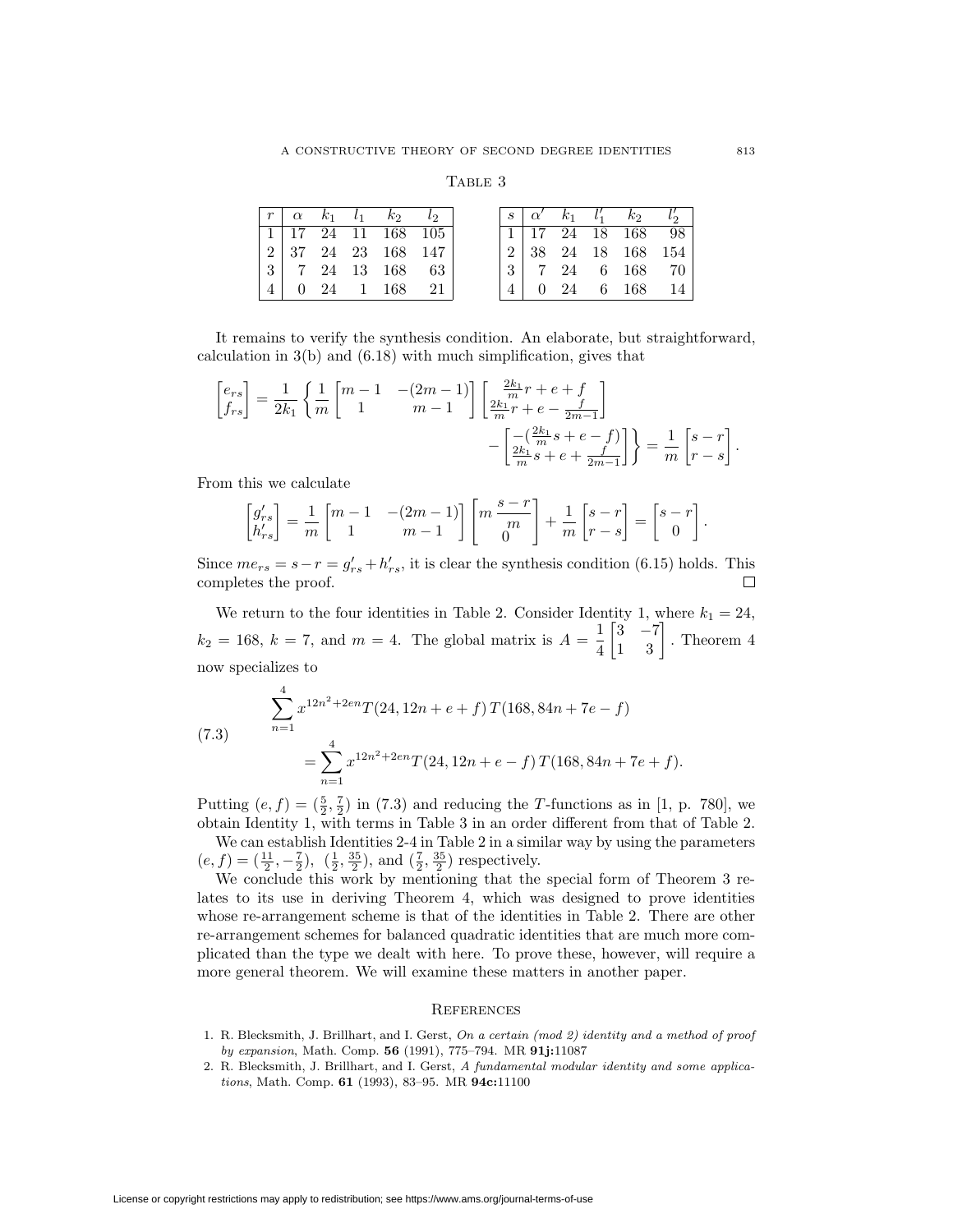Table 3

| $r$ | $\alpha$ | $k_1$ | $l_1$ | $k_2$ | $l_2$ |
|---|---|---|---|---|---|
| 1 | 17 | 24 | 11 | 168 | 105 |
| 2 | 37 | 24 | 23 | 168 | 147 |
| 3 | 7 | 24 | 13 | 168 | 63 |
| 4 | 0 | 24 | 1 | 168 | 21 |

| $s$ | $\alpha'$ | $k_1$ | $l_1'$ | $k_2$ | $l_2'$ |
|---|---|---|---|---|---|
| 1 | 17 | 24 | 18 | 168 | 98 |
| 2 | 38 | 24 | 18 | 168 | 154 |
| 3 | 7 | 24 | 6 | 168 | 70 |
| 4 | 0 | 24 | 6 | 168 | 14 |

It remains to verify the synthesis condition. An elaborate, but straightforward, calculation in 3(b) and (6.18) with much simplification, gives that

$$\begin{bmatrix} e_{rs} \\ f_{rs} \end{bmatrix} = \frac{1}{2k_1}\left\{\frac{1}{m}\begin{bmatrix} m-1 & -(2m-1) \\ 1 & m-1 \end{bmatrix}\begin{bmatrix} \frac{2k_1}{m}r + e + f \\ \frac{2k_1}{m}r + e - \frac{f}{2m-1} \end{bmatrix} - \begin{bmatrix} -(\frac{2k_1}{m}s + e - f) \\ \frac{2k_1}{m}s + e + \frac{f}{2m-1} \end{bmatrix}\right\} = \frac{1}{m}\begin{bmatrix} s-r \\ r-s \end{bmatrix}.$$

From this we calculate

$$\begin{bmatrix} g'_{rs} \\ h'_{rs} \end{bmatrix} = \frac{1}{m}\begin{bmatrix} m-1 & -(2m-1) \\ 1 & m-1 \end{bmatrix}\begin{bmatrix} m\,\dfrac{s-r}{m} \\ 0 \end{bmatrix} + \frac{1}{m}\begin{bmatrix} s-r \\ r-s \end{bmatrix} = \begin{bmatrix} s-r \\ 0 \end{bmatrix}.$$

Since $me_{rs} = s - r = g'_{rs} + h'_{rs}$, it is clear the synthesis condition (6.15) holds. This completes the proof. $\square$

We return to the four identities in Table 2. Consider Identity 1, where $k_1 = 24$, $k_2 = 168$, $k = 7$, and $m = 4$. The global matrix is $A = \frac{1}{4}\begin{bmatrix} 3 & -7 \\ 1 & 3 \end{bmatrix}$. Theorem 4 now specializes to

$$\sum_{n=1}^{4} x^{12n^2+2en} T(24, 12n + e + f)\, T(168, 84n + 7e - f) = \sum_{n=1}^{4} x^{12n^2+2en} T(24, 12n + e - f)\, T(168, 84n + 7e + f). \tag{7.3}$$

Putting $(e, f) = (\frac{5}{2}, \frac{7}{2})$ in (7.3) and reducing the $T$-functions as in [1, p. 780], we obtain Identity 1, with terms in Table 3 in an order different from that of Table 2.

We can establish Identities 2-4 in Table 2 in a similar way by using the parameters $(e, f) = (\frac{11}{2}, -\frac{7}{2})$, $(\frac{1}{2}, \frac{35}{2})$, and $(\frac{7}{2}, \frac{35}{2})$ respectively.

We conclude this work by mentioning that the special form of Theorem 3 relates to its use in deriving Theorem 4, which was designed to prove identities whose re-arrangement scheme is that of the identities in Table 2. There are other re-arrangement schemes for balanced quadratic identities that are much more complicated than the type we dealt with here. To prove these, however, will require a more general theorem. We will examine these matters in another paper.

## References

1. R. Blecksmith, J. Brillhart, and I. Gerst, *On a certain (mod 2) identity and a method of proof by expansion*, Math. Comp. **56** (1991), 775–794. MR **91j:**11087
2. R. Blecksmith, J. Brillhart, and I. Gerst, *A fundamental modular identity and some applications*, Math. Comp. **61** (1993), 83–95. MR **94c:**11100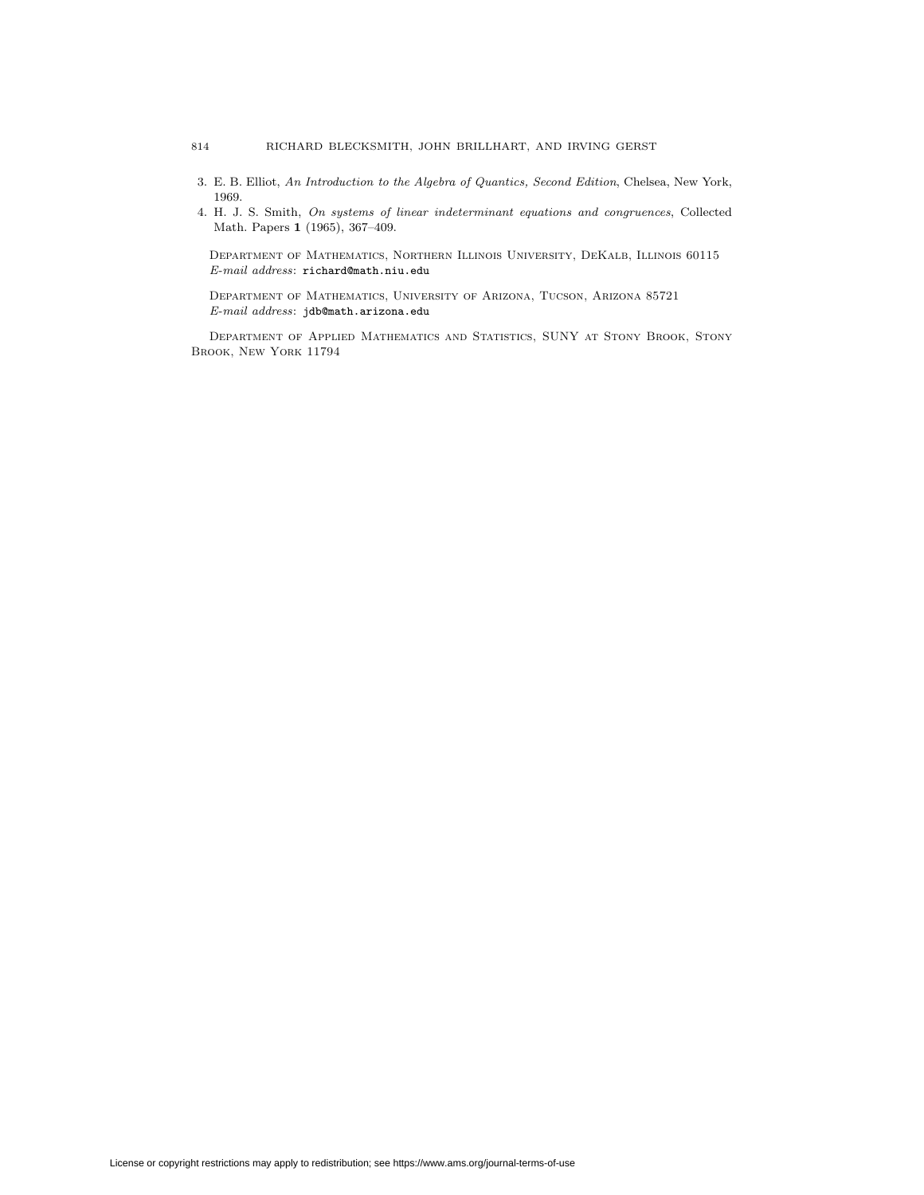3. E. B. Elliot, *An Introduction to the Algebra of Quantics, Second Edition*, Chelsea, New York, 1969.
4. H. J. S. Smith, *On systems of linear indeterminant equations and congruences*, Collected Math. Papers **1** (1965), 367–409.

Department of Mathematics, Northern Illinois University, DeKalb, Illinois 60115
*E-mail address*: `richard@math.niu.edu`

Department of Mathematics, University of Arizona, Tucson, Arizona 85721
*E-mail address*: `jdb@math.arizona.edu`

Department of Applied Mathematics and Statistics, SUNY at Stony Brook, Stony Brook, New York 11794

License or copyright restrictions may apply to redistribution; see https://www.ams.org/journal-terms-of-use